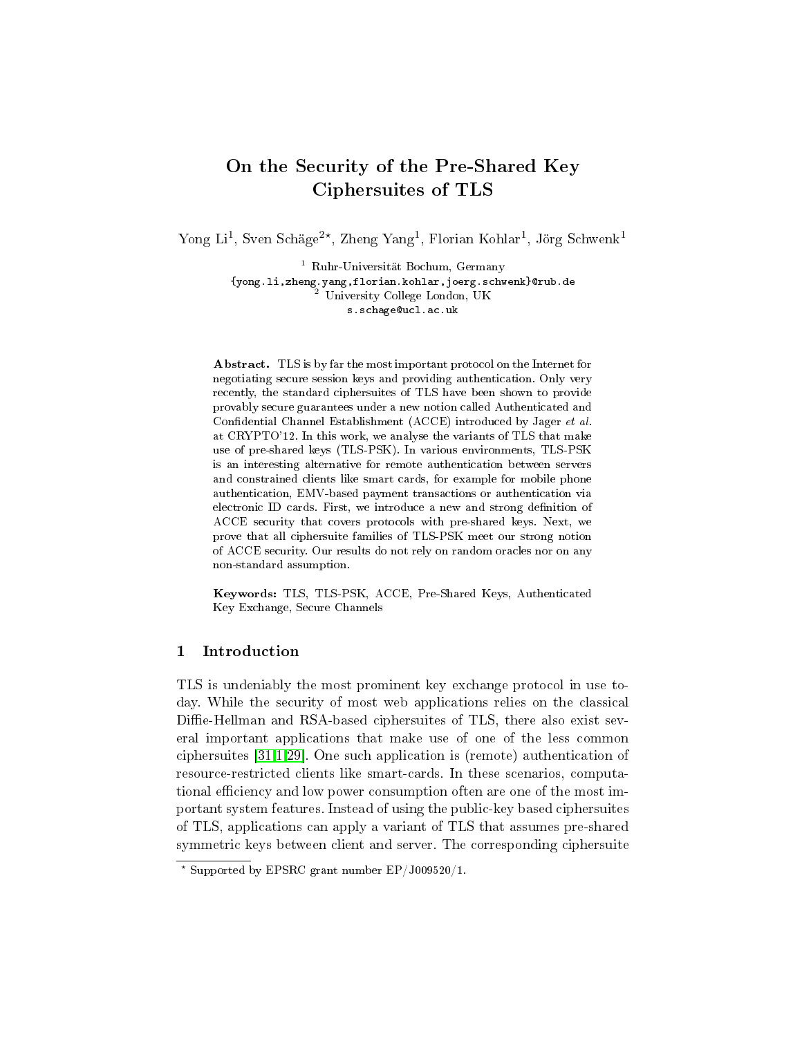# On the Security of the Pre-Shared Key Ciphersuites of TLS

Yong Li[1], Sven Schäge[2*], Zheng Yang[1], Florian Kohlar[1], Jörg Schwenk[1]

[1] Ruhr-Universität Bochum, Germany
{yong.li,zheng.yang,florian.kohlar,joerg.schwenk}@rub.de
[2] University College London, UK
s.schage@ucl.ac.uk

**Abstract.** TLS is by far the most important protocol on the Internet for negotiating secure session keys and providing authentication. Only very recently, the standard ciphersuites of TLS have been shown to provide provably secure guarantees under a new notion called Authenticated and Confidential Channel Establishment (ACCE) introduced by Jager *et al.* at CRYPTO'12. In this work, we analyse the variants of TLS that make use of pre-shared keys (TLS-PSK). In various environments, TLS-PSK is an interesting alternative for remote authentication between servers and constrained clients like smart cards, for example for mobile phone authentication, EMV-based payment transactions or authentication via electronic ID cards. First, we introduce a new and strong definition of ACCE security that covers protocols with pre-shared keys. Next, we prove that all ciphersuite families of TLS-PSK meet our strong notion of ACCE security. Our results do not rely on random oracles nor on any non-standard assumption.

**Keywords:** TLS, TLS-PSK, ACCE, Pre-Shared Keys, Authenticated Key Exchange, Secure Channels

## 1 Introduction

TLS is undeniably the most prominent key exchange protocol in use today. While the security of most web applications relies on the classical Diffie-Hellman and RSA-based ciphersuites of TLS, there also exist several important applications that make use of one of the less common ciphersuites [31,1,29]. One such application is (remote) authentication of resource-restricted clients like smart-cards. In these scenarios, computational efficiency and low power consumption often are one of the most important system features. Instead of using the public-key based ciphersuites of TLS, applications can apply a variant of TLS that assumes pre-shared symmetric keys between client and server. The corresponding ciphersuite

* Supported by EPSRC grant number EP/J009520/1.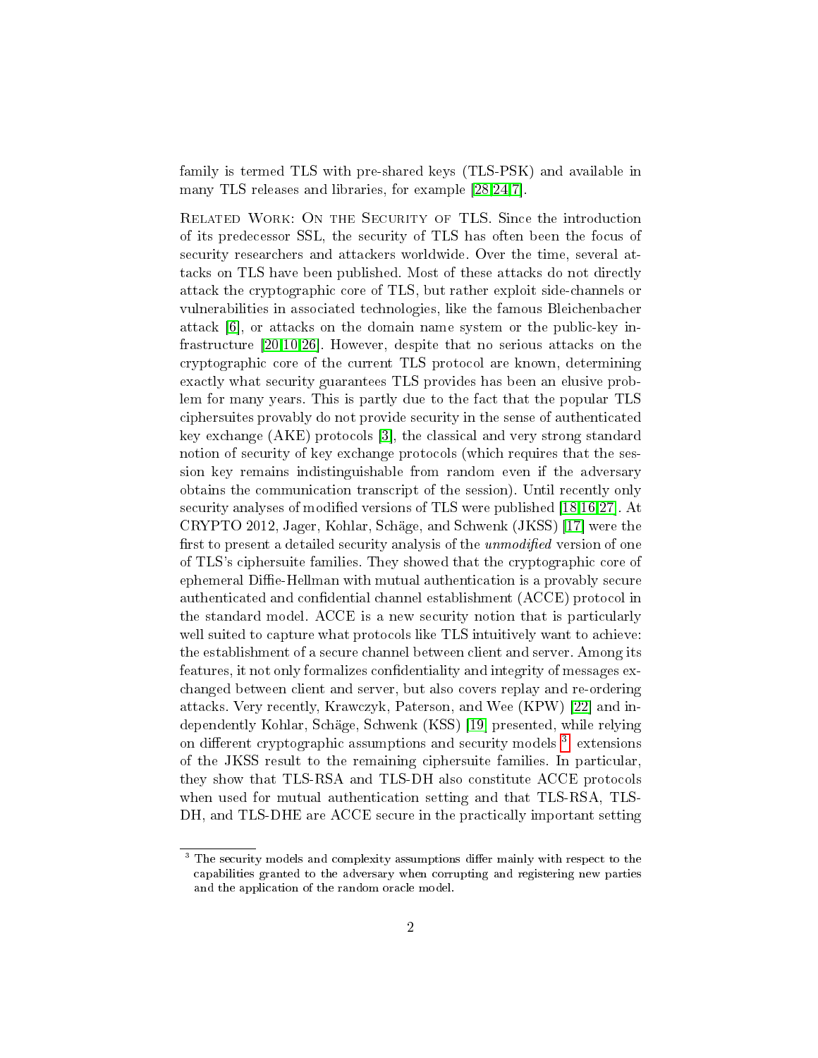family is termed TLS with pre-shared keys (TLS-PSK) and available in many TLS releases and libraries, for example [28,24,7].

Related Work: On the Security of TLS. Since the introduction of its predecessor SSL, the security of TLS has often been the focus of security researchers and attackers worldwide. Over the time, several attacks on TLS have been published. Most of these attacks do not directly attack the cryptographic core of TLS, but rather exploit side-channels or vulnerabilities in associated technologies, like the famous Bleichenbacher attack [6], or attacks on the domain name system or the public-key infrastructure [20,10,26]. However, despite that no serious attacks on the cryptographic core of the current TLS protocol are known, determining exactly what security guarantees TLS provides has been an elusive problem for many years. This is partly due to the fact that the popular TLS ciphersuites provably do not provide security in the sense of authenticated key exchange (AKE) protocols [3], the classical and very strong standard notion of security of key exchange protocols (which requires that the session key remains indistinguishable from random even if the adversary obtains the communication transcript of the session). Until recently only security analyses of modified versions of TLS were published [18,16,27]. At CRYPTO 2012, Jager, Kohlar, Schäge, and Schwenk (JKSS) [17] were the first to present a detailed security analysis of the *unmodified* version of one of TLS's ciphersuite families. They showed that the cryptographic core of ephemeral Diffie-Hellman with mutual authentication is a provably secure authenticated and confidential channel establishment (ACCE) protocol in the standard model. ACCE is a new security notion that is particularly well suited to capture what protocols like TLS intuitively want to achieve: the establishment of a secure channel between client and server. Among its features, it not only formalizes confidentiality and integrity of messages exchanged between client and server, but also covers replay and re-ordering attacks. Very recently, Krawczyk, Paterson, and Wee (KPW) [22] and independently Kohlar, Schäge, Schwenk (KSS) [19] presented, while relying on different cryptographic assumptions and security models [3], extensions of the JKSS result to the remaining ciphersuite families. In particular, they show that TLS-RSA and TLS-DH also constitute ACCE protocols when used for mutual authentication setting and that TLS-RSA, TLS-DH, and TLS-DHE are ACCE secure in the practically important setting

[3] The security models and complexity assumptions differ mainly with respect to the capabilities granted to the adversary when corrupting and registering new parties and the application of the random oracle model.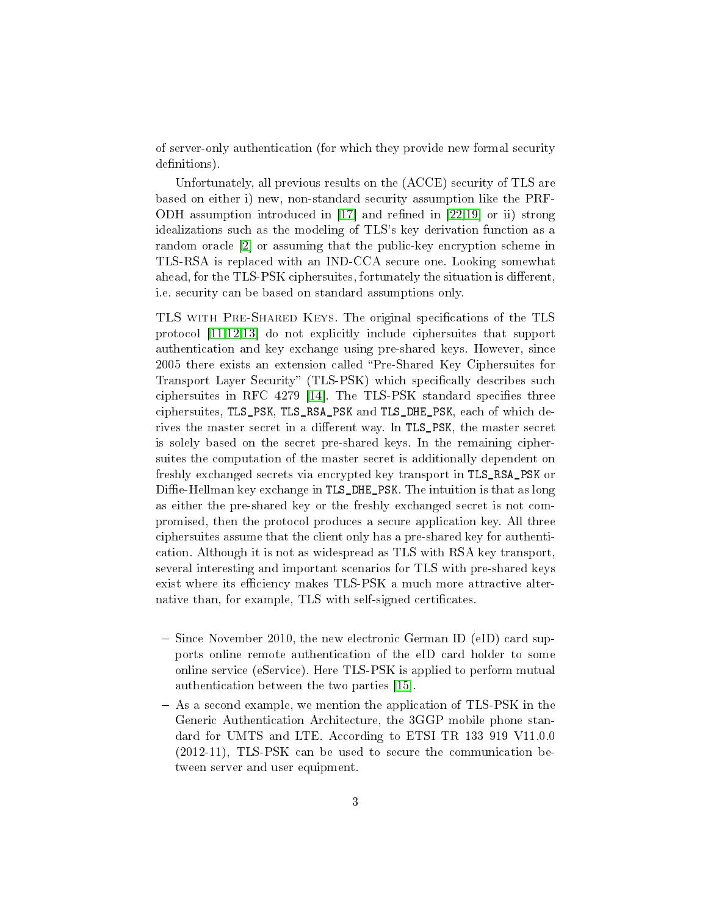of server-only authentication (for which they provide new formal security definitions).

Unfortunately, all previous results on the (ACCE) security of TLS are based on either i) new, non-standard security assumption like the PRF-ODH assumption introduced in [17] and refined in [22,19] or ii) strong idealizations such as the modeling of TLS's key derivation function as a random oracle [2] or assuming that the public-key encryption scheme in TLS-RSA is replaced with an IND-CCA secure one. Looking somewhat ahead, for the TLS-PSK ciphersuites, fortunately the situation is different, i.e. security can be based on standard assumptions only.

TLS with Pre-Shared Keys. The original specifications of the TLS protocol [11,12,13] do not explicitly include ciphersuites that support authentication and key exchange using pre-shared keys. However, since 2005 there exists an extension called "Pre-Shared Key Ciphersuites for Transport Layer Security" (TLS-PSK) which specifically describes such ciphersuites in RFC 4279 [14]. The TLS-PSK standard specifies three ciphersuites, `TLS_PSK`, `TLS_RSA_PSK` and `TLS_DHE_PSK`, each of which derives the master secret in a different way. In `TLS_PSK`, the master secret is solely based on the secret pre-shared keys. In the remaining ciphersuites the computation of the master secret is additionally dependent on freshly exchanged secrets via encrypted key transport in `TLS_RSA_PSK` or Diffie-Hellman key exchange in `TLS_DHE_PSK`. The intuition is that as long as either the pre-shared key or the freshly exchanged secret is not compromised, then the protocol produces a secure application key. All three ciphersuites assume that the client only has a pre-shared key for authentication. Although it is not as widespread as TLS with RSA key transport, several interesting and important scenarios for TLS with pre-shared keys exist where its efficiency makes TLS-PSK a much more attractive alternative than, for example, TLS with self-signed certificates.

- Since November 2010, the new electronic German ID (eID) card supports online remote authentication of the eID card holder to some online service (eService). Here TLS-PSK is applied to perform mutual authentication between the two parties [15].
- As a second example, we mention the application of TLS-PSK in the Generic Authentication Architecture, the 3GGP mobile phone standard for UMTS and LTE. According to ETSI TR 133 919 V11.0.0 (2012-11), TLS-PSK can be used to secure the communication between server and user equipment.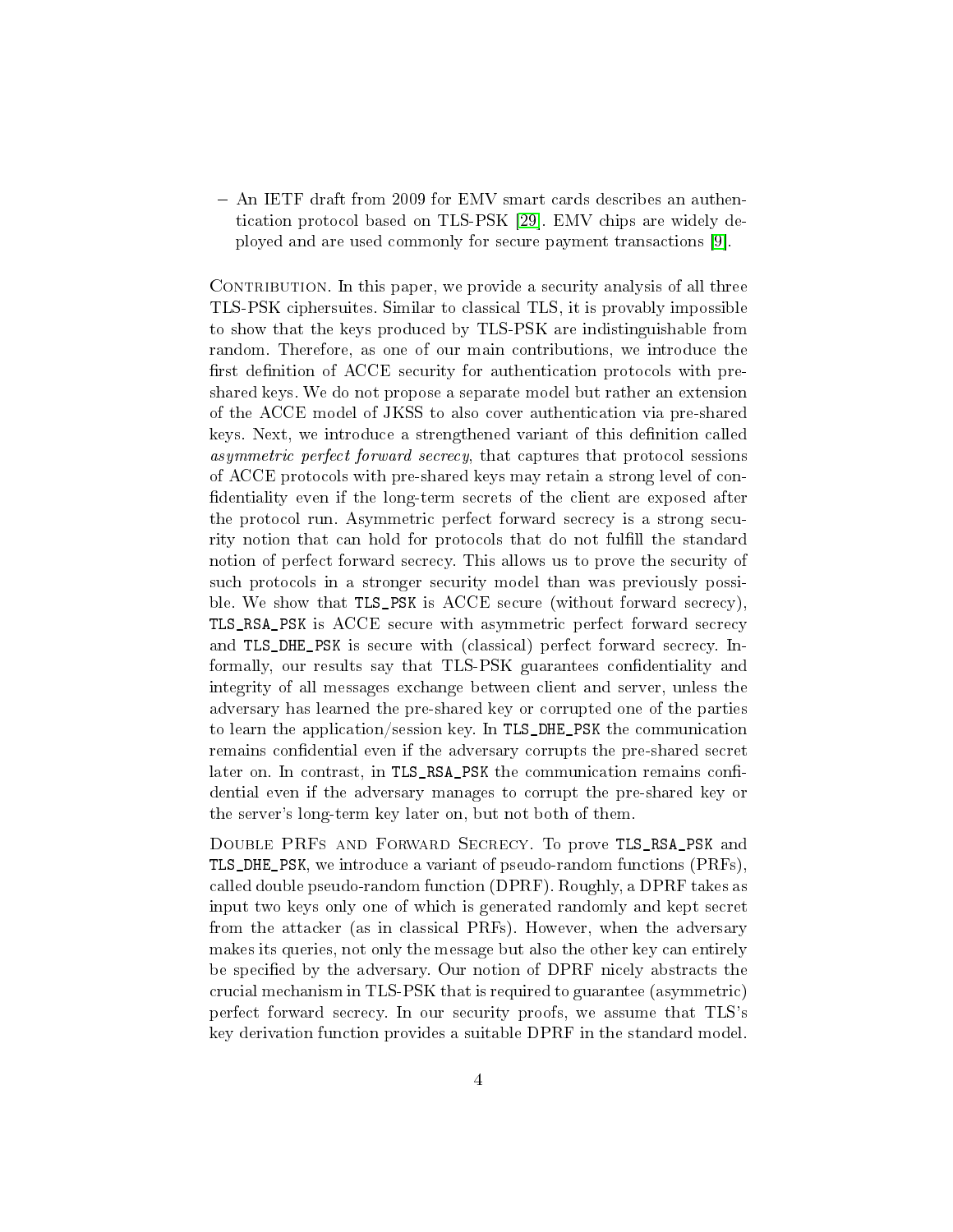- An IETF draft from 2009 for EMV smart cards describes an authentication protocol based on TLS-PSK [29]. EMV chips are widely deployed and are used commonly for secure payment transactions [9].

Contribution. In this paper, we provide a security analysis of all three TLS-PSK ciphersuites. Similar to classical TLS, it is provably impossible to show that the keys produced by TLS-PSK are indistinguishable from random. Therefore, as one of our main contributions, we introduce the first definition of ACCE security for authentication protocols with pre-shared keys. We do not propose a separate model but rather an extension of the ACCE model of JKSS to also cover authentication via pre-shared keys. Next, we introduce a strengthened variant of this definition called *asymmetric perfect forward secrecy*, that captures that protocol sessions of ACCE protocols with pre-shared keys may retain a strong level of confidentiality even if the long-term secrets of the client are exposed after the protocol run. Asymmetric perfect forward secrecy is a strong security notion that can hold for protocols that do not fulfill the standard notion of perfect forward secrecy. This allows us to prove the security of such protocols in a stronger security model than was previously possible. We show that `TLS_PSK` is ACCE secure (without forward secrecy), `TLS_RSA_PSK` is ACCE secure with asymmetric perfect forward secrecy and `TLS_DHE_PSK` is secure with (classical) perfect forward secrecy. Informally, our results say that TLS-PSK guarantees confidentiality and integrity of all messages exchange between client and server, unless the adversary has learned the pre-shared key or corrupted one of the parties to learn the application/session key. In `TLS_DHE_PSK` the communication remains confidential even if the adversary corrupts the pre-shared secret later on. In contrast, in `TLS_RSA_PSK` the communication remains confidential even if the adversary manages to corrupt the pre-shared key or the server's long-term key later on, but not both of them.

Double PRFs and Forward Secrecy. To prove `TLS_RSA_PSK` and `TLS_DHE_PSK`, we introduce a variant of pseudo-random functions (PRFs), called double pseudo-random function (DPRF). Roughly, a DPRF takes as input two keys only one of which is generated randomly and kept secret from the attacker (as in classical PRFs). However, when the adversary makes its queries, not only the message but also the other key can entirely be specified by the adversary. Our notion of DPRF nicely abstracts the crucial mechanism in TLS-PSK that is required to guarantee (asymmetric) perfect forward secrecy. In our security proofs, we assume that TLS's key derivation function provides a suitable DPRF in the standard model.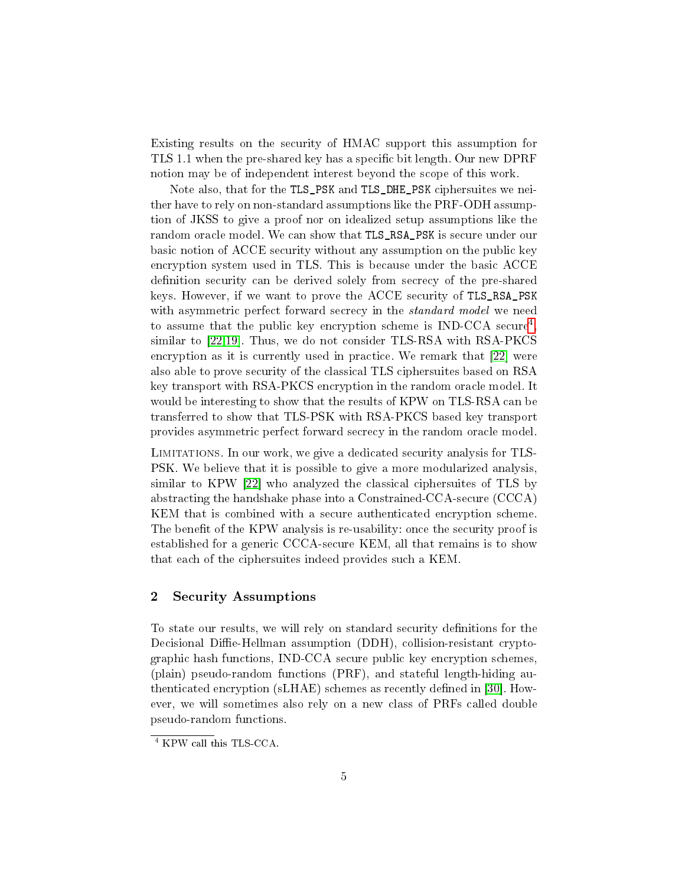Existing results on the security of HMAC support this assumption for TLS 1.1 when the pre-shared key has a specific bit length. Our new DPRF notion may be of independent interest beyond the scope of this work.

Note also, that for the `TLS_PSK` and `TLS_DHE_PSK` ciphersuites we neither have to rely on non-standard assumptions like the PRF-ODH assumption of JKSS to give a proof nor on idealized setup assumptions like the random oracle model. We can show that `TLS_RSA_PSK` is secure under our basic notion of ACCE security without any assumption on the public key encryption system used in TLS. This is because under the basic ACCE definition security can be derived solely from secrecy of the pre-shared keys. However, if we want to prove the ACCE security of `TLS_RSA_PSK` with asymmetric perfect forward secrecy in the *standard model* we need to assume that the public key encryption scheme is IND-CCA secure[4], similar to [22,19]. Thus, we do not consider TLS-RSA with RSA-PKCS encryption as it is currently used in practice. We remark that [22] were also able to prove security of the classical TLS ciphersuites based on RSA key transport with RSA-PKCS encryption in the random oracle model. It would be interesting to show that the results of KPW on TLS-RSA can be transferred to show that TLS-PSK with RSA-PKCS based key transport provides asymmetric perfect forward secrecy in the random oracle model.

Limitations. In our work, we give a dedicated security analysis for TLS-PSK. We believe that it is possible to give a more modularized analysis, similar to KPW [22] who analyzed the classical ciphersuites of TLS by abstracting the handshake phase into a Constrained-CCA-secure (CCCA) KEM that is combined with a secure authenticated encryption scheme. The benefit of the KPW analysis is re-usability: once the security proof is established for a generic CCCA-secure KEM, all that remains is to show that each of the ciphersuites indeed provides such a KEM.

## 2 Security Assumptions

To state our results, we will rely on standard security definitions for the Decisional Diffie-Hellman assumption (DDH), collision-resistant cryptographic hash functions, IND-CCA secure public key encryption schemes, (plain) pseudo-random functions (PRF), and stateful length-hiding authenticated encryption (sLHAE) schemes as recently defined in [30]. However, we will sometimes also rely on a new class of PRFs called double pseudo-random functions.

[4] KPW call this TLS-CCA.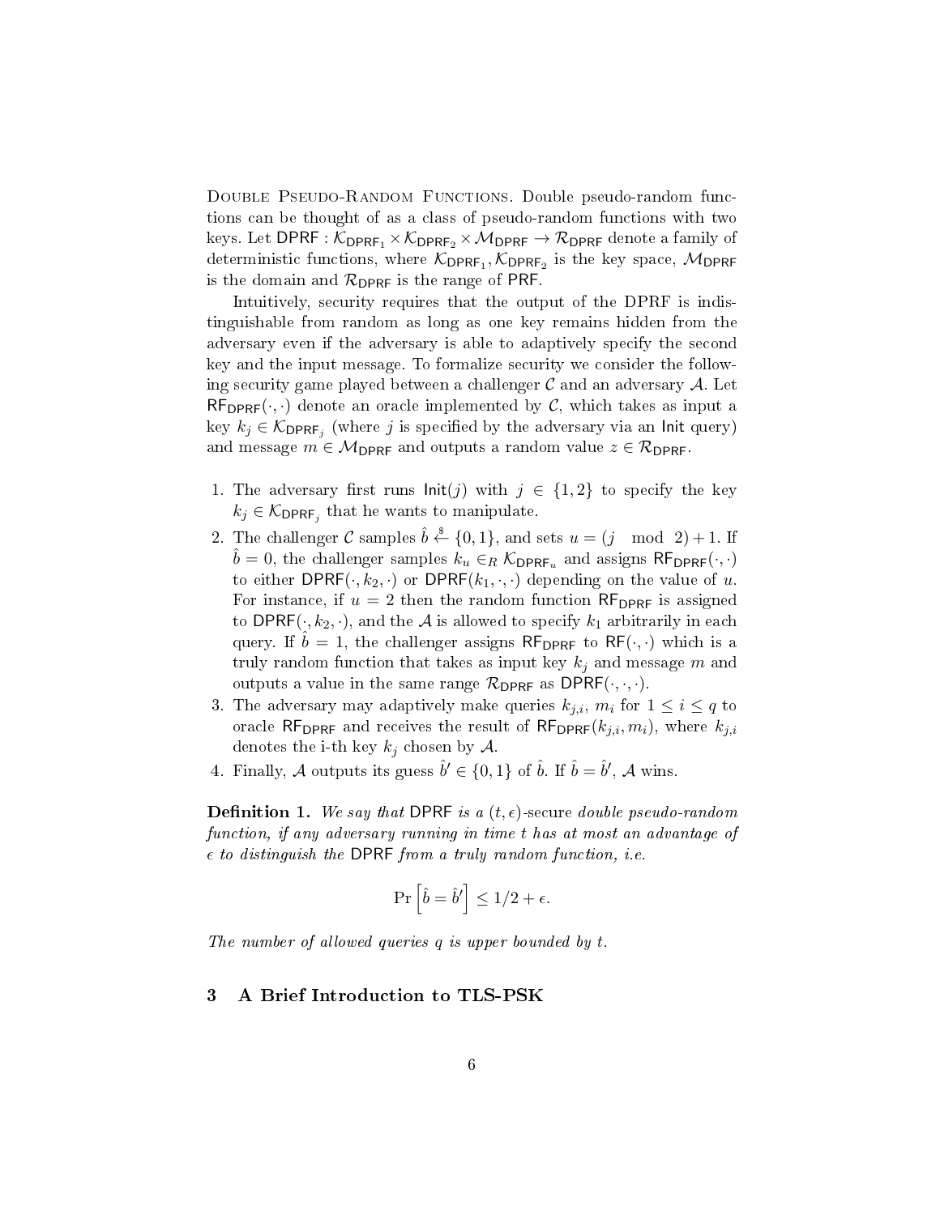**Double Pseudo-Random Functions.** Double pseudo-random functions can be thought of as a class of pseudo-random functions with two keys. Let $\mathsf{DPRF} : \mathcal{K}_{\mathsf{DPRF}_1} \times \mathcal{K}_{\mathsf{DPRF}_2} \times \mathcal{M}_{\mathsf{DPRF}} \rightarrow \mathcal{R}_{\mathsf{DPRF}}$ denote a family of deterministic functions, where $\mathcal{K}_{\mathsf{DPRF}_1}, \mathcal{K}_{\mathsf{DPRF}_2}$ is the key space, $\mathcal{M}_{\mathsf{DPRF}}$ is the domain and $\mathcal{R}_{\mathsf{DPRF}}$ is the range of $\mathsf{PRF}$.

Intuitively, security requires that the output of the DPRF is indistinguishable from random as long as one key remains hidden from the adversary even if the adversary is able to adaptively specify the second key and the input message. To formalize security we consider the following security game played between a challenger $\mathcal{C}$ and an adversary $\mathcal{A}$. Let $\mathsf{RF}_{\mathsf{DPRF}}(\cdot,\cdot)$ denote an oracle implemented by $\mathcal{C}$, which takes as input a key $k_j \in \mathcal{K}_{\mathsf{DPRF}_j}$ (where $j$ is specified by the adversary via an $\mathsf{Init}$ query) and message $m \in \mathcal{M}_{\mathsf{DPRF}}$ and outputs a random value $z \in \mathcal{R}_{\mathsf{DPRF}}$.

1. The adversary first runs $\mathsf{Init}(j)$ with $j \in \{1, 2\}$ to specify the key $k_j \in \mathcal{K}_{\mathsf{DPRF}_j}$ that he wants to manipulate.
2. The challenger $\mathcal{C}$ samples $\hat{b} \xleftarrow{\$} \{0, 1\}$, and sets $u = (j \mod 2) + 1$. If $\hat{b} = 0$, the challenger samples $k_u \in_R \mathcal{K}_{\mathsf{DPRF}_u}$ and assigns $\mathsf{RF}_{\mathsf{DPRF}}(\cdot,\cdot)$ to either $\mathsf{DPRF}(\cdot, k_2, \cdot)$ or $\mathsf{DPRF}(k_1, \cdot, \cdot)$ depending on the value of $u$. For instance, if $u = 2$ then the random function $\mathsf{RF}_{\mathsf{DPRF}}$ is assigned to $\mathsf{DPRF}(\cdot, k_2, \cdot)$, and the $\mathcal{A}$ is allowed to specify $k_1$ arbitrarily in each query. If $\hat{b} = 1$, the challenger assigns $\mathsf{RF}_{\mathsf{DPRF}}$ to $\mathsf{RF}(\cdot,\cdot)$ which is a truly random function that takes as input key $k_j$ and message $m$ and outputs a value in the same range $\mathcal{R}_{\mathsf{DPRF}}$ as $\mathsf{DPRF}(\cdot,\cdot,\cdot)$.
3. The adversary may adaptively make queries $k_{j,i}$, $m_i$ for $1 \leq i \leq q$ to oracle $\mathsf{RF}_{\mathsf{DPRF}}$ and receives the result of $\mathsf{RF}_{\mathsf{DPRF}}(k_{j,i}, m_i)$, where $k_{j,i}$ denotes the i-th key $k_j$ chosen by $\mathcal{A}$.
4. Finally, $\mathcal{A}$ outputs its guess $\hat{b}' \in \{0, 1\}$ of $\hat{b}$. If $\hat{b} = \hat{b}'$, $\mathcal{A}$ wins.

**Definition 1.** *We say that* $\mathsf{DPRF}$ *is a* $(t, \epsilon)$*-secure double pseudo-random function, if any adversary running in time* $t$ *has at most an advantage of* $\epsilon$ *to distinguish the* $\mathsf{DPRF}$ *from a truly random function, i.e.*

$$\Pr\left[\hat{b} = \hat{b}'\right] \leq 1/2 + \epsilon.$$

*The number of allowed queries* $q$ *is upper bounded by* $t$*.*

## 3 A Brief Introduction to TLS-PSK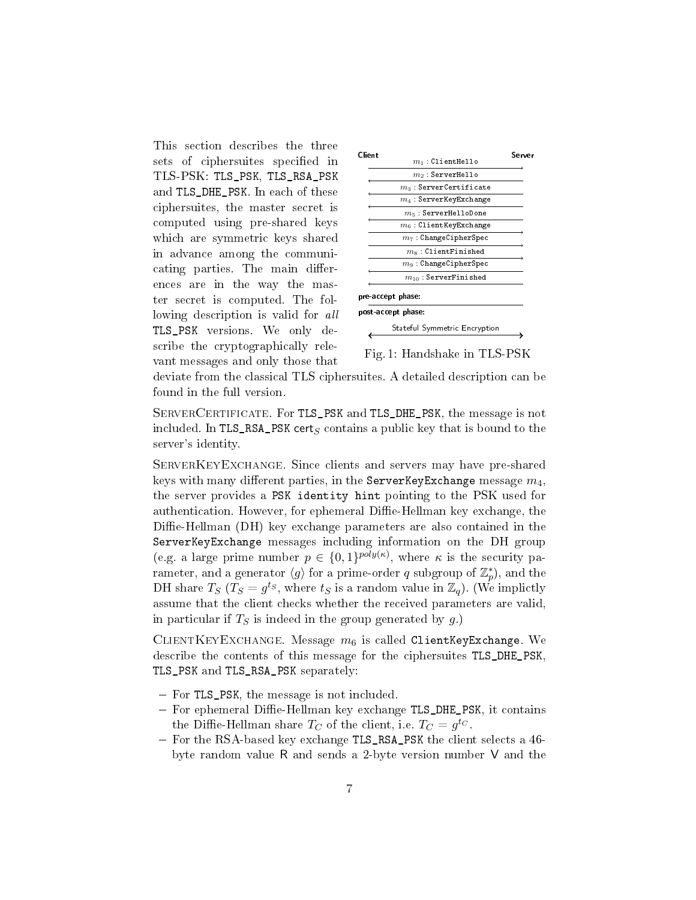This section describes the three sets of ciphersuites specified in TLS-PSK: `TLS_PSK`, `TLS_RSA_PSK` and `TLS_DHE_PSK`. In each of these ciphersuites, the master secret is computed using pre-shared keys which are symmetric keys shared in advance among the communicating parties. The main differences are in the way the master secret is computed. The following description is valid for *all* `TLS_PSK` versions. We only describe the cryptographically relevant messages and only those that deviate from the classical TLS ciphersuites. A detailed description can be found in the full version.

| Client | | Server |
|---|---|---|
| | $m_1$ : `ClientHello` → | |
| | ← $m_2$ : `ServerHello` | |
| | ← $m_3$ : `ServerCertificate` | |
| | ← $m_4$ : `ServerKeyExchange` | |
| | ← $m_5$ : `ServerHelloDone` | |
| | $m_6$ : `ClientKeyExchange` → | |
| | $m_7$ : `ChangeCipherSpec` → | |
| | $m_8$ : `ClientFinished` → | |
| | ← $m_9$ : `ChangeCipherSpec` | |
| | ← $m_{10}$ : `ServerFinished` | |
| **pre-accept phase:** | | |
| **post-accept phase:** | | |
| | ← Stateful Symmetric Encryption → | |

Fig. 1: Handshake in TLS-PSK

ServerCertificate. For `TLS_PSK` and `TLS_DHE_PSK`, the message is not included. In `TLS_RSA_PSK` $\mathsf{cert}_S$ contains a public key that is bound to the server's identity.

ServerKeyExchange. Since clients and servers may have pre-shared keys with many different parties, in the `ServerKeyExchange` message $m_4$, the server provides a `PSK identity hint` pointing to the PSK used for authentication. However, for ephemeral Diffie-Hellman key exchange, the Diffie-Hellman (DH) key exchange parameters are also contained in the `ServerKeyExchange` messages including information on the DH group (e.g. a large prime number $p \in \{0,1\}^{poly(\kappa)}$, where $\kappa$ is the security parameter, and a generator $\langle g \rangle$ for a prime-order $q$ subgroup of $\mathbb{Z}_p^*$), and the DH share $T_S$ ($T_S = g^{t_S}$, where $t_S$ is a random value in $\mathbb{Z}_q$). (We implictly assume that the client checks whether the received parameters are valid, in particular if $T_S$ is indeed in the group generated by $g$.)

ClientKeyExchange. Message $m_6$ is called `ClientKeyExchange`. We describe the contents of this message for the ciphersuites `TLS_DHE_PSK`, `TLS_PSK` and `TLS_RSA_PSK` separately:

- For `TLS_PSK`, the message is not included.
- For ephemeral Diffie-Hellman key exchange `TLS_DHE_PSK`, it contains the Diffie-Hellman share $T_C$ of the client, i.e. $T_C = g^{t_C}$.
- For the RSA-based key exchange `TLS_RSA_PSK` the client selects a 46-byte random value $\mathsf{R}$ and sends a 2-byte version number $\mathsf{V}$ and the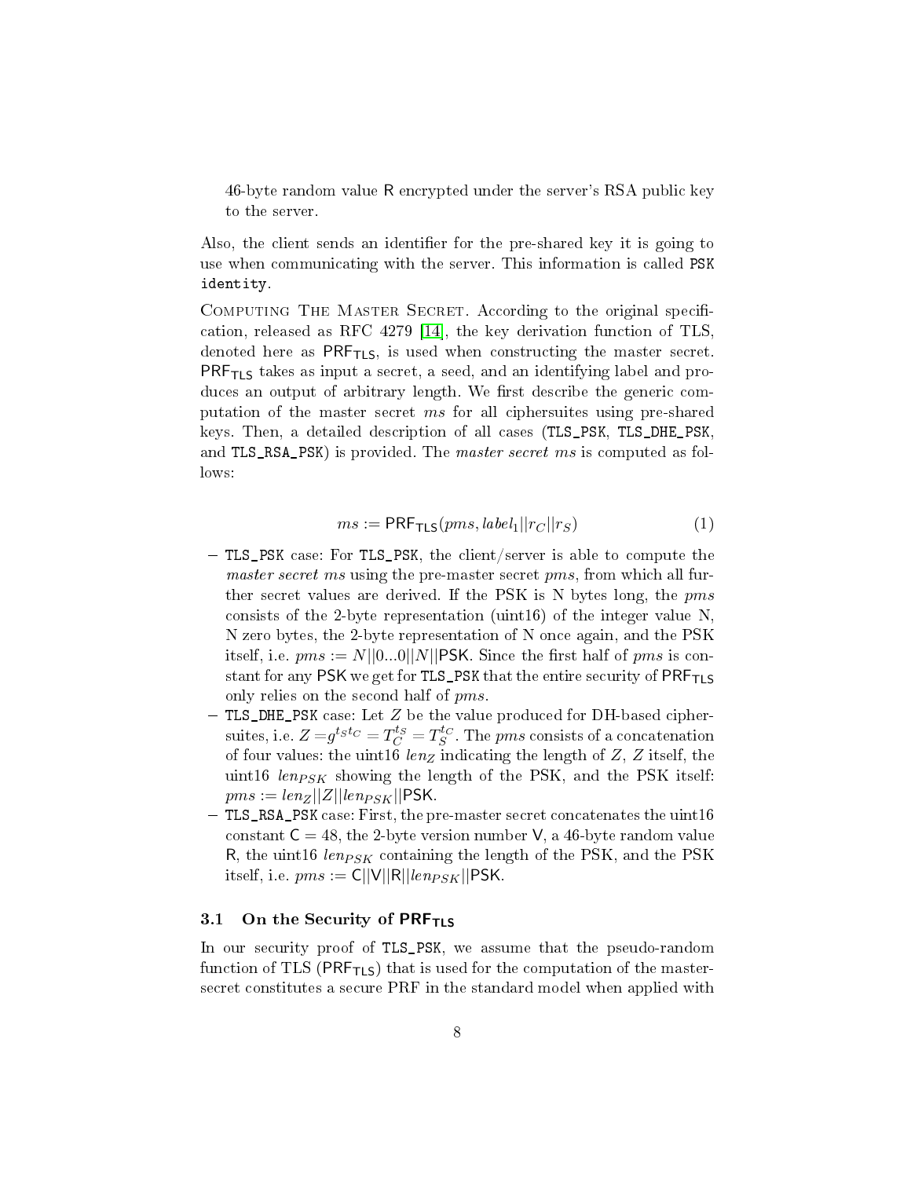46-byte random value R encrypted under the server's RSA public key to the server.

Also, the client sends an identifier for the pre-shared key it is going to use when communicating with the server. This information is called `PSK identity`.

COMPUTING THE MASTER SECRET. According to the original specification, released as RFC 4279 [14], the key derivation function of TLS, denoted here as $\mathsf{PRF}_{\mathsf{TLS}}$, is used when constructing the master secret. $\mathsf{PRF}_{\mathsf{TLS}}$ takes as input a secret, a seed, and an identifying label and produces an output of arbitrary length. We first describe the generic computation of the master secret $ms$ for all ciphersuites using pre-shared keys. Then, a detailed description of all cases (`TLS_PSK`, `TLS_DHE_PSK`, and `TLS_RSA_PSK`) is provided. The *master secret* $ms$ is computed as follows:

$$ms := \mathsf{PRF}_{\mathsf{TLS}}(pms, label_1||r_C||r_S) \tag{1}$$

- `TLS_PSK` case: For `TLS_PSK`, the client/server is able to compute the *master secret* $ms$ using the pre-master secret $pms$, from which all further secret values are derived. If the PSK is N bytes long, the $pms$ consists of the 2-byte representation (uint16) of the integer value N, N zero bytes, the 2-byte representation of N once again, and the PSK itself, i.e. $pms := N||0...0||N||\mathsf{PSK}$. Since the first half of $pms$ is constant for any $\mathsf{PSK}$ we get for `TLS_PSK` that the entire security of $\mathsf{PRF}_{\mathsf{TLS}}$ only relies on the second half of $pms$.
- `TLS_DHE_PSK` case: Let $Z$ be the value produced for DH-based ciphersuites, i.e. $Z = g^{t_S t_C} = T_C^{t_S} = T_S^{t_C}$. The $pms$ consists of a concatenation of four values: the uint16 $len_Z$ indicating the length of $Z$, $Z$ itself, the uint16 $len_{PSK}$ showing the length of the PSK, and the PSK itself: $pms := len_Z||Z||len_{PSK}||\mathsf{PSK}$.
- `TLS_RSA_PSK` case: First, the pre-master secret concatenates the uint16 constant $\mathsf{C} = 48$, the 2-byte version number $\mathsf{V}$, a 46-byte random value $\mathsf{R}$, the uint16 $len_{PSK}$ containing the length of the PSK, and the PSK itself, i.e. $pms := \mathsf{C}||\mathsf{V}||\mathsf{R}||len_{PSK}||\mathsf{PSK}$.

### 3.1 On the Security of $\mathsf{PRF}_{\mathsf{TLS}}$

In our security proof of `TLS_PSK`, we assume that the pseudo-random function of TLS ($\mathsf{PRF}_{\mathsf{TLS}}$) that is used for the computation of the master-secret constitutes a secure PRF in the standard model when applied with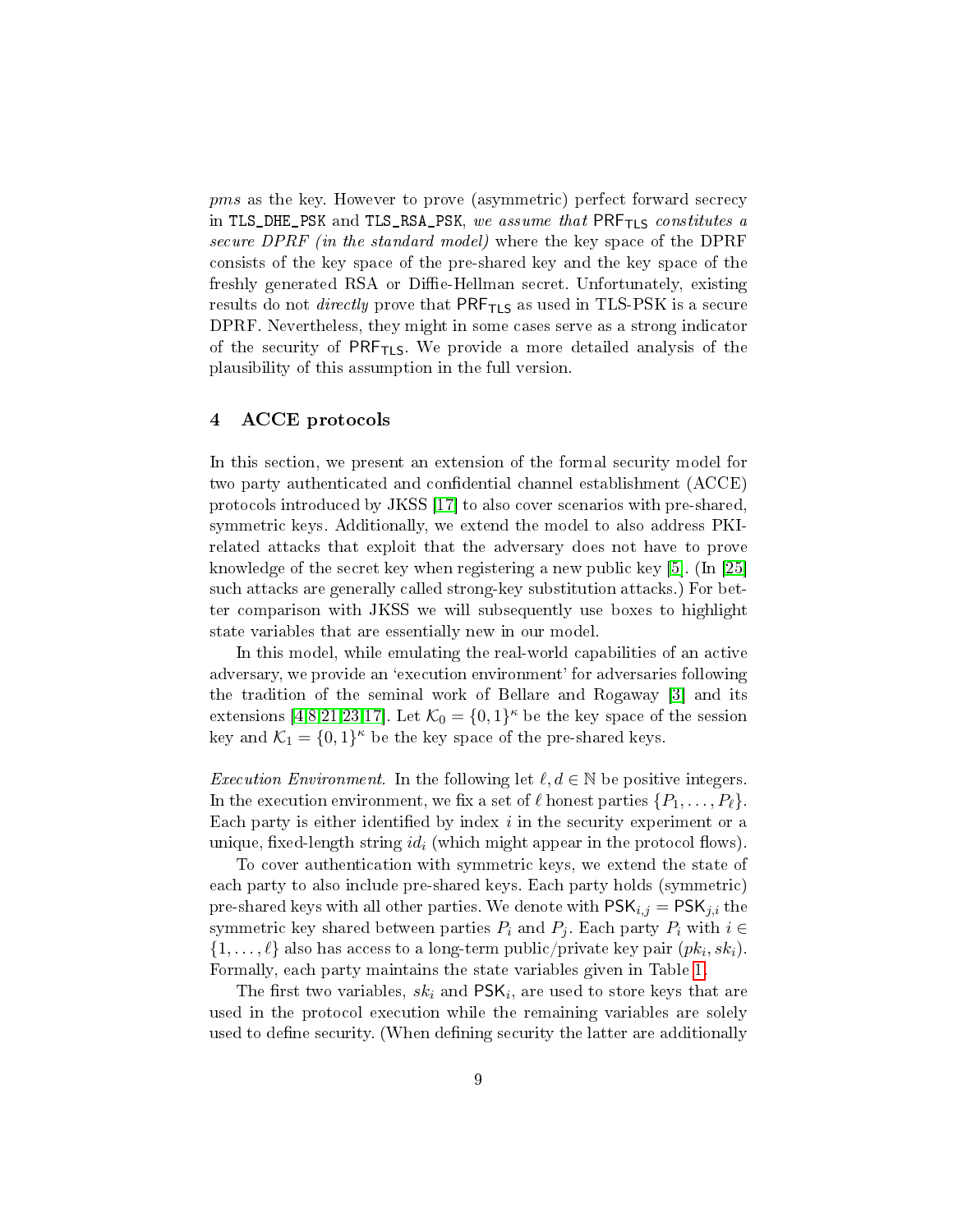*pms* as the key. However to prove (asymmetric) perfect forward secrecy in `TLS_DHE_PSK` and `TLS_RSA_PSK`, *we assume that* $\mathsf{PRF}_{\mathsf{TLS}}$ *constitutes a secure DPRF (in the standard model)* where the key space of the DPRF consists of the key space of the pre-shared key and the key space of the freshly generated RSA or Diffie-Hellman secret. Unfortunately, existing results do not *directly* prove that $\mathsf{PRF}_{\mathsf{TLS}}$ as used in TLS-PSK is a secure DPRF. Nevertheless, they might in some cases serve as a strong indicator of the security of $\mathsf{PRF}_{\mathsf{TLS}}$. We provide a more detailed analysis of the plausibility of this assumption in the full version.

## 4 ACCE protocols

In this section, we present an extension of the formal security model for two party authenticated and confidential channel establishment (ACCE) protocols introduced by JKSS [17] to also cover scenarios with pre-shared, symmetric keys. Additionally, we extend the model to also address PKI-related attacks that exploit that the adversary does not have to prove knowledge of the secret key when registering a new public key [5]. (In [25] such attacks are generally called strong-key substitution attacks.) For better comparison with JKSS we will subsequently use boxes to highlight state variables that are essentially new in our model.

In this model, while emulating the real-world capabilities of an active adversary, we provide an 'execution environment' for adversaries following the tradition of the seminal work of Bellare and Rogaway [3] and its extensions [4,8,21,23,17]. Let $\mathcal{K}_0 = \{0,1\}^\kappa$ be the key space of the session key and $\mathcal{K}_1 = \{0,1\}^\kappa$ be the key space of the pre-shared keys.

*Execution Environment.* In the following let $\ell, d \in \mathbb{N}$ be positive integers. In the execution environment, we fix a set of $\ell$ honest parties $\{P_1, \ldots, P_\ell\}$. Each party is either identified by index $i$ in the security experiment or a unique, fixed-length string $id_i$ (which might appear in the protocol flows).

To cover authentication with symmetric keys, we extend the state of each party to also include pre-shared keys. Each party holds (symmetric) pre-shared keys with all other parties. We denote with $\mathsf{PSK}_{i,j} = \mathsf{PSK}_{j,i}$ the symmetric key shared between parties $P_i$ and $P_j$. Each party $P_i$ with $i \in \{1, \ldots, \ell\}$ also has access to a long-term public/private key pair $(pk_i, sk_i)$. Formally, each party maintains the state variables given in Table 1.

The first two variables, $sk_i$ and $\mathsf{PSK}_i$, are used to store keys that are used in the protocol execution while the remaining variables are solely used to define security. (When defining security the latter are additionally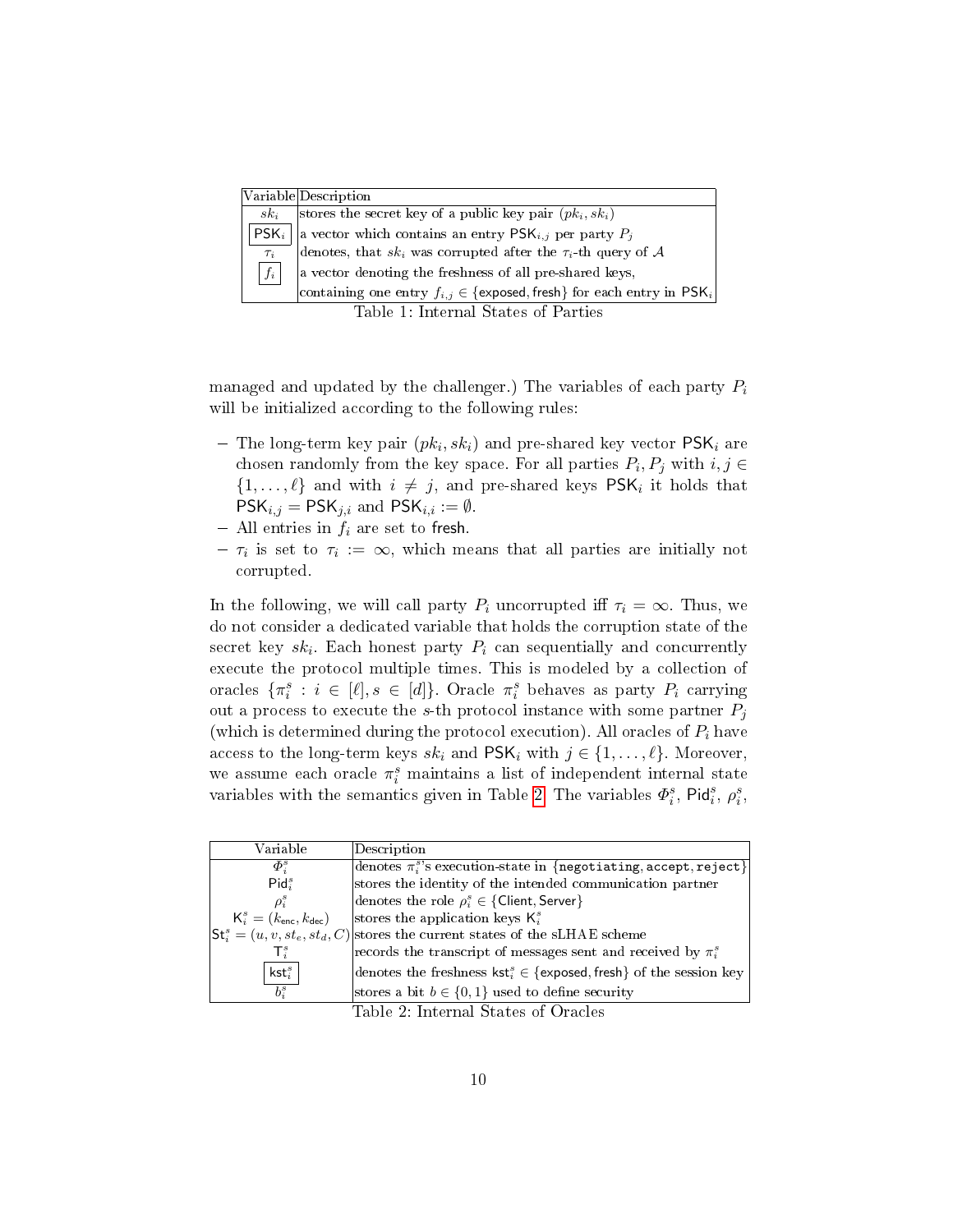| Variable | Description |
| --- | --- |
| $sk_i$ | stores the secret key of a public key pair $(pk_i, sk_i)$ |
| $\boxed{\mathsf{PSK}_i}$ | a vector which contains an entry $\mathsf{PSK}_{i,j}$ per party $P_j$ |
| $\tau_i$ | denotes, that $sk_i$ was corrupted after the $\tau_i$-th query of $\mathcal{A}$ |
| $\boxed{f_i}$ | a vector denoting the freshness of all pre-shared keys, containing one entry $f_{i,j} \in \{\mathsf{exposed}, \mathsf{fresh}\}$ for each entry in $\mathsf{PSK}_i$ |

Table 1: Internal States of Parties

managed and updated by the challenger.) The variables of each party $P_i$ will be initialized according to the following rules:

- The long-term key pair $(pk_i, sk_i)$ and pre-shared key vector $\mathsf{PSK}_i$ are chosen randomly from the key space. For all parties $P_i, P_j$ with $i, j \in \{1, \ldots, \ell\}$ and with $i \neq j$, and pre-shared keys $\mathsf{PSK}_i$ it holds that $\mathsf{PSK}_{i,j} = \mathsf{PSK}_{j,i}$ and $\mathsf{PSK}_{i,i} := \emptyset$.
- All entries in $f_i$ are set to $\mathsf{fresh}$.
- $\tau_i$ is set to $\tau_i := \infty$, which means that all parties are initially not corrupted.

In the following, we will call party $P_i$ uncorrupted iff $\tau_i = \infty$. Thus, we do not consider a dedicated variable that holds the corruption state of the secret key $sk_i$. Each honest party $P_i$ can sequentially and concurrently execute the protocol multiple times. This is modeled by a collection of oracles $\{\pi_i^s : i \in [\ell], s \in [d]\}$. Oracle $\pi_i^s$ behaves as party $P_i$ carrying out a process to execute the $s$-th protocol instance with some partner $P_j$ (which is determined during the protocol execution). All oracles of $P_i$ have access to the long-term keys $sk_i$ and $\mathsf{PSK}_i$ with $j \in \{1, \ldots, \ell\}$. Moreover, we assume each oracle $\pi_i^s$ maintains a list of independent internal state variables with the semantics given in Table 2. The variables $\Phi_i^s$, $\mathsf{Pid}_i^s$, $\rho_i^s$,

| Variable | Description |
| --- | --- |
| $\Phi_i^s$ | denotes $\pi_i^s$'s execution-state in $\{\mathtt{negotiating}, \mathtt{accept}, \mathtt{reject}\}$ |
| $\mathsf{Pid}_i^s$ | stores the identity of the intended communication partner |
| $\rho_i^s$ | denotes the role $\rho_i^s \in \{\mathsf{Client}, \mathsf{Server}\}$ |
| $\mathsf{K}_i^s = (k_{\mathsf{enc}}, k_{\mathsf{dec}})$ | stores the application keys $\mathsf{K}_i^s$ |
| $\mathsf{St}_i^s = (u, v, st_e, st_d, C)$ | stores the current states of the sLHAE scheme |
| $\mathsf{T}_i^s$ | records the transcript of messages sent and received by $\pi_i^s$ |
| $\boxed{\mathsf{kst}_i^s}$ | denotes the freshness $\mathsf{kst}_i^s \in \{\mathsf{exposed}, \mathsf{fresh}\}$ of the session key |
| $b_i^s$ | stores a bit $b \in \{0, 1\}$ used to define security |

Table 2: Internal States of Oracles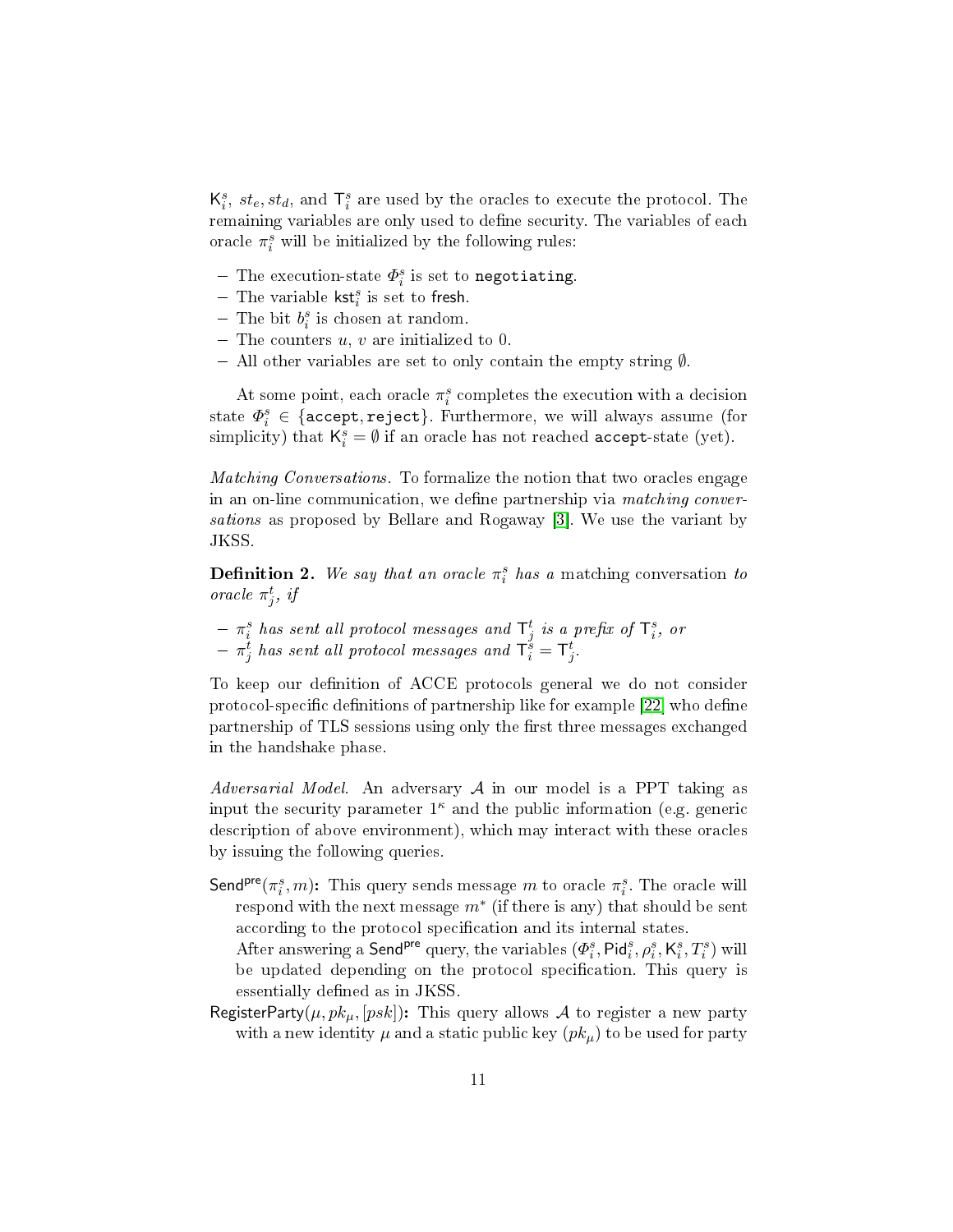$\mathsf{K}_i^s$, $st_e, st_d$, and $\mathsf{T}_i^s$ are used by the oracles to execute the protocol. The remaining variables are only used to define security. The variables of each oracle $\pi_i^s$ will be initialized by the following rules:

- The execution-state $\Phi_i^s$ is set to `negotiating`.
- The variable $\mathsf{kst}_i^s$ is set to $\mathsf{fresh}$.
- The bit $b_i^s$ is chosen at random.
- The counters $u$, $v$ are initialized to 0.
- All other variables are set to only contain the empty string $\emptyset$.

At some point, each oracle $\pi_i^s$ completes the execution with a decision state $\Phi_i^s \in \{\texttt{accept}, \texttt{reject}\}$. Furthermore, we will always assume (for simplicity) that $\mathsf{K}_i^s = \emptyset$ if an oracle has not reached `accept`-state (yet).

*Matching Conversations.* To formalize the notion that two oracles engage in an on-line communication, we define partnership via *matching conversations* as proposed by Bellare and Rogaway [3]. We use the variant by JKSS.

**Definition 2.** *We say that an oracle $\pi_i^s$ has a* matching conversation *to oracle $\pi_j^t$, if*

- *$\pi_i^s$ has sent all protocol messages and $\mathsf{T}_j^t$ is a prefix of $\mathsf{T}_i^s$, or*
- *$\pi_j^t$ has sent all protocol messages and $\mathsf{T}_i^s = \mathsf{T}_j^t$.*

To keep our definition of ACCE protocols general we do not consider protocol-specific definitions of partnership like for example [22] who define partnership of TLS sessions using only the first three messages exchanged in the handshake phase.

*Adversarial Model.* An adversary $\mathcal{A}$ in our model is a PPT taking as input the security parameter $1^\kappa$ and the public information (e.g. generic description of above environment), which may interact with these oracles by issuing the following queries.

$\mathsf{Send}^{\mathsf{pre}}(\pi_i^s, m)$**:** This query sends message $m$ to oracle $\pi_i^s$. The oracle will respond with the next message $m^*$ (if there is any) that should be sent according to the protocol specification and its internal states.
After answering a $\mathsf{Send}^{\mathsf{pre}}$ query, the variables $(\Phi_i^s, \mathsf{Pid}_i^s, \rho_i^s, \mathsf{K}_i^s, T_i^s)$ will be updated depending on the protocol specification. This query is essentially defined as in JKSS.

$\mathsf{RegisterParty}(\mu, pk_\mu, [psk])$**:** This query allows $\mathcal{A}$ to register a new party with a new identity $\mu$ and a static public key $(pk_\mu)$ to be used for party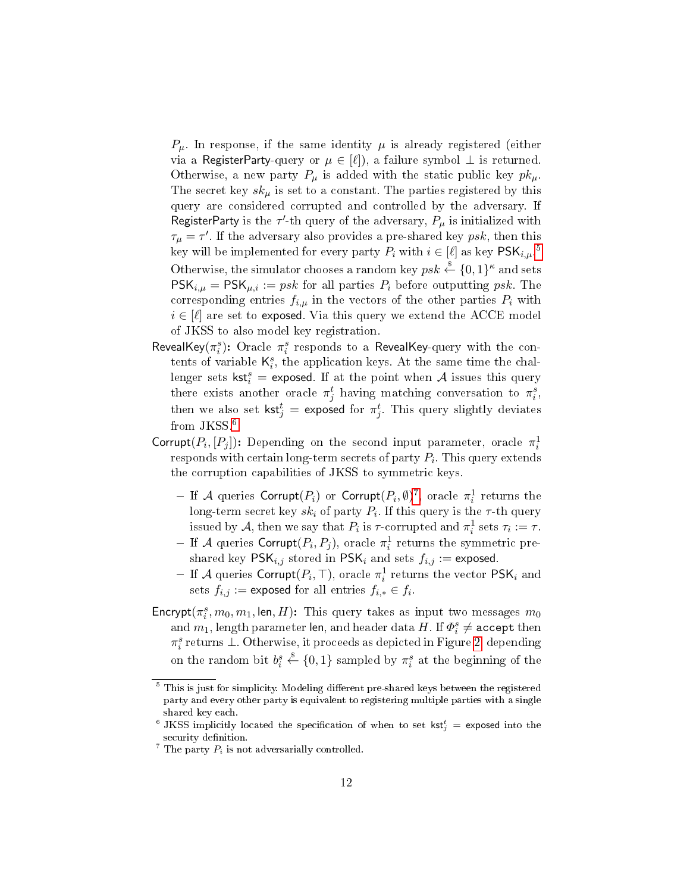$P_\mu$. In response, if the same identity $\mu$ is already registered (either via a $\mathsf{RegisterParty}$-query or $\mu \in [\ell]$), a failure symbol $\perp$ is returned. Otherwise, a new party $P_\mu$ is added with the static public key $pk_\mu$. The secret key $sk_\mu$ is set to a constant. The parties registered by this query are considered corrupted and controlled by the adversary. If $\mathsf{RegisterParty}$ is the $\tau'$-th query of the adversary, $P_\mu$ is initialized with $\tau_\mu = \tau'$. If the adversary also provides a pre-shared key $psk$, then this key will be implemented for every party $P_i$ with $i \in [\ell]$ as key $\mathsf{PSK}_{i,\mu}$.[5] Otherwise, the simulator chooses a random key $psk \xleftarrow{\$} \{0,1\}^\kappa$ and sets $\mathsf{PSK}_{i,\mu} = \mathsf{PSK}_{\mu,i} := psk$ for all parties $P_i$ before outputting $psk$. The corresponding entries $f_{i,\mu}$ in the vectors of the other parties $P_i$ with $i \in [\ell]$ are set to $\mathsf{exposed}$. Via this query we extend the ACCE model of JKSS to also model key registration.

$\mathsf{RevealKey}(\pi_i^s)$**:** Oracle $\pi_i^s$ responds to a $\mathsf{RevealKey}$-query with the contents of variable $\mathsf{K}_i^s$, the application keys. At the same time the challenger sets $\mathsf{kst}_i^s = \mathsf{exposed}$. If at the point when $\mathcal{A}$ issues this query there exists another oracle $\pi_j^t$ having matching conversation to $\pi_i^s$, then we also set $\mathsf{kst}_j^t = \mathsf{exposed}$ for $\pi_j^t$. This query slightly deviates from JKSS.[6]

$\mathsf{Corrupt}(P_i, [P_j])$**:** Depending on the second input parameter, oracle $\pi_i^1$ responds with certain long-term secrets of party $P_i$. This query extends the corruption capabilities of JKSS to symmetric keys.

- If $\mathcal{A}$ queries $\mathsf{Corrupt}(P_i)$ or $\mathsf{Corrupt}(P_i, \emptyset)$[7], oracle $\pi_i^1$ returns the long-term secret key $sk_i$ of party $P_i$. If this query is the $\tau$-th query issued by $\mathcal{A}$, then we say that $P_i$ is $\tau$-corrupted and $\pi_i^1$ sets $\tau_i := \tau$.
- If $\mathcal{A}$ queries $\mathsf{Corrupt}(P_i, P_j)$, oracle $\pi_i^1$ returns the symmetric pre-shared key $\mathsf{PSK}_{i,j}$ stored in $\mathsf{PSK}_i$ and sets $f_{i,j} := \mathsf{exposed}$.
- If $\mathcal{A}$ queries $\mathsf{Corrupt}(P_i, \top)$, oracle $\pi_i^1$ returns the vector $\mathsf{PSK}_i$ and sets $f_{i,j} := \mathsf{exposed}$ for all entries $f_{i,*} \in f_i$.

$\mathsf{Encrypt}(\pi_i^s, m_0, m_1, \mathsf{len}, H)$**:** This query takes as input two messages $m_0$ and $m_1$, length parameter $\mathsf{len}$, and header data $H$. If $\Phi_i^s \neq \mathtt{accept}$ then $\pi_i^s$ returns $\perp$. Otherwise, it proceeds as depicted in Figure 2, depending on the random bit $b_i^s \xleftarrow{\$} \{0,1\}$ sampled by $\pi_i^s$ at the beginning of the

---

[5] This is just for simplicity. Modeling different pre-shared keys between the registered party and every other party is equivalent to registering multiple parties with a single shared key each.

[6] JKSS implicitly located the specification of when to set $\mathsf{kst}_j^t = \mathsf{exposed}$ into the security definition.

[7] The party $P_i$ is not adversarially controlled.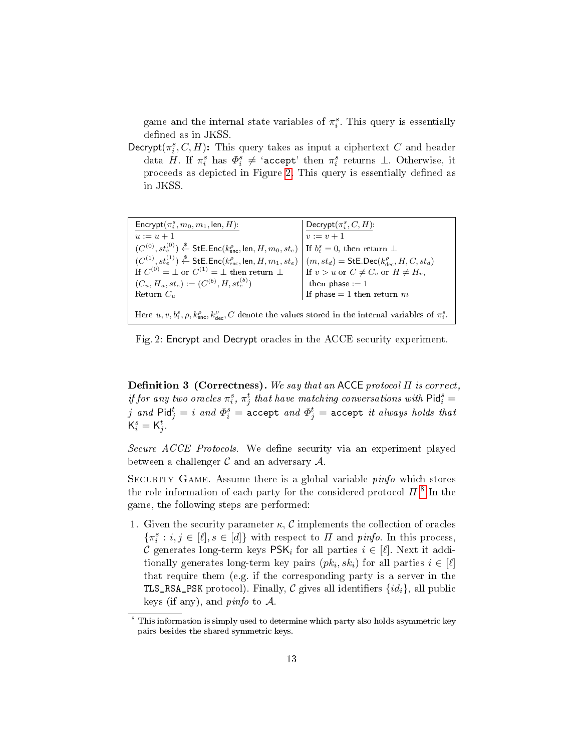game and the internal state variables of $\pi_i^s$. This query is essentially defined as in JKSS.

**Decrypt($\pi_i^s, C, H$):** This query takes as input a ciphertext $C$ and header data $H$. If $\pi_i^s$ has $\Phi_i^s \neq$ '`accept`' then $\pi_i^s$ returns $\perp$. Otherwise, it proceeds as depicted in Figure 2. This query is essentially defined as in JKSS.

| $\mathsf{Encrypt}(\pi_i^s, m_0, m_1, \mathsf{len}, H)$: | $\mathsf{Decrypt}(\pi_i^s, C, H)$: |
|---|---|
| $u := u + 1$ | $v := v + 1$ |
| $(C^{(0)}, st_e^{(0)}) \xleftarrow{\$} \mathsf{StE.Enc}(k_{\mathsf{enc}}^{\rho}, \mathsf{len}, H, m_0, st_e)$ | If $b_i^s = 0$, then return $\perp$ |
| $(C^{(1)}, st_e^{(1)}) \xleftarrow{\$} \mathsf{StE.Enc}(k_{\mathsf{enc}}^{\rho}, \mathsf{len}, H, m_1, st_e)$ | $(m, st_d) = \mathsf{StE.Dec}(k_{\mathsf{dec}}^{\rho}, H, C, st_d)$ |
| If $C^{(0)} = \perp$ or $C^{(1)} = \perp$ then return $\perp$ | If $v > u$ or $C \neq C_v$ or $H \neq H_v$, |
| $(C_u, H_u, st_e) := (C^{(b)}, H, st_e^{(b)})$ | then $\mathsf{phase} := 1$ |
| Return $C_u$ | If $\mathsf{phase} = 1$ then return $m$ |

Here $u, v, b_i^s, \rho, k_{\mathsf{enc}}^{\rho}, k_{\mathsf{dec}}^{\rho}, C$ denote the values stored in the internal variables of $\pi_i^s$.

Fig. 2: Encrypt and Decrypt oracles in the ACCE security experiment.

**Definition 3 (Correctness).** *We say that an* ACCE *protocol $\Pi$ is correct, if for any two oracles $\pi_i^s$, $\pi_j^t$ that have matching conversations with $\mathsf{Pid}_i^s = j$ and $\mathsf{Pid}_j^t = i$ and $\Phi_i^s =$ `accept` and $\Phi_j^t =$ `accept` it always holds that $\mathsf{K}_i^s = \mathsf{K}_j^t$.*

*Secure ACCE Protocols.* We define security via an experiment played between a challenger $\mathcal{C}$ and an adversary $\mathcal{A}$.

Security Game. Assume there is a global variable *pinfo* which stores the role information of each party for the considered protocol $\Pi$.[8] In the game, the following steps are performed:

1. Given the security parameter $\kappa$, $\mathcal{C}$ implements the collection of oracles $\{\pi_i^s : i, j \in [\ell], s \in [d]\}$ with respect to $\Pi$ and *pinfo*. In this process, $\mathcal{C}$ generates long-term keys $\mathsf{PSK}_i$ for all parties $i \in [\ell]$. Next it additionally generates long-term key pairs $(pk_i, sk_i)$ for all parties $i \in [\ell]$ that require them (e.g. if the corresponding party is a server in the `TLS_RSA_PSK` protocol). Finally, $\mathcal{C}$ gives all identifiers $\{id_i\}$, all public keys (if any), and *pinfo* to $\mathcal{A}$.

[8] This information is simply used to determine which party also holds asymmetric key pairs besides the shared symmetric keys.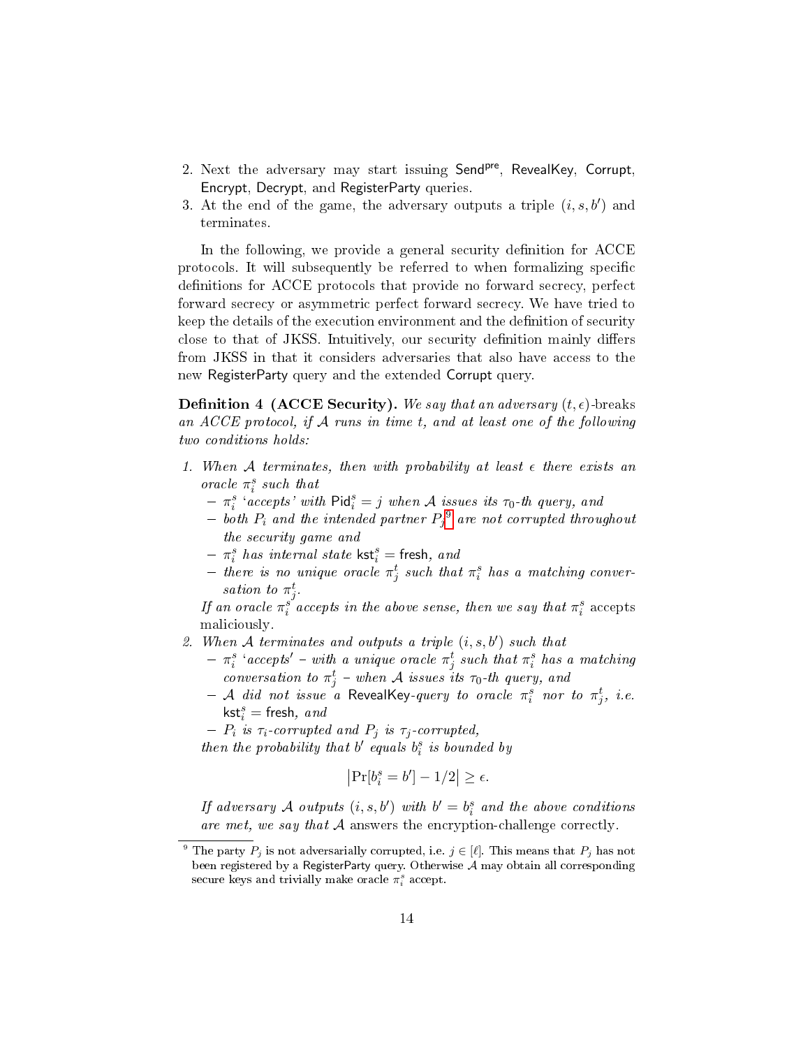2. Next the adversary may start issuing $\mathsf{Send}^{\mathsf{pre}}$, RevealKey, Corrupt, Encrypt, Decrypt, and RegisterParty queries.
3. At the end of the game, the adversary outputs a triple $(i, s, b')$ and terminates.

In the following, we provide a general security definition for ACCE protocols. It will subsequently be referred to when formalizing specific definitions for ACCE protocols that provide no forward secrecy, perfect forward secrecy or asymmetric perfect forward secrecy. We have tried to keep the details of the execution environment and the definition of security close to that of JKSS. Intuitively, our security definition mainly differs from JKSS in that it considers adversaries that also have access to the new RegisterParty query and the extended Corrupt query.

**Definition 4 (ACCE Security).** *We say that an adversary $(t, \epsilon)$-breaks an ACCE protocol, if $\mathcal{A}$ runs in time $t$, and at least one of the following two conditions holds:*

1. *When $\mathcal{A}$ terminates, then with probability at least $\epsilon$ there exists an oracle $\pi_i^s$ such that*
   - *$\pi_i^s$ 'accepts' with $\mathsf{Pid}_i^s = j$ when $\mathcal{A}$ issues its $\tau_0$-th query, and*
   - *both $P_i$ and the intended partner $P_j$[9] are not corrupted throughout the security game and*
   - *$\pi_i^s$ has internal state $\mathsf{kst}_i^s = \mathsf{fresh}$, and*
   - *there is no unique oracle $\pi_j^t$ such that $\pi_i^s$ has a matching conversation to $\pi_j^t$.*

   *If an oracle $\pi_i^s$ accepts in the above sense, then we say that $\pi_i^s$* accepts maliciously.
2. *When $\mathcal{A}$ terminates and outputs a triple $(i, s, b')$ such that*
   - *$\pi_i^s$ 'accepts' – with a unique oracle $\pi_j^t$ such that $\pi_i^s$ has a matching conversation to $\pi_j^t$ – when $\mathcal{A}$ issues its $\tau_0$-th query, and*
   - *$\mathcal{A}$ did not issue a RevealKey-query to oracle $\pi_i^s$ nor to $\pi_j^t$, i.e. $\mathsf{kst}_i^s = \mathsf{fresh}$, and*
   - *$P_i$ is $\tau_i$-corrupted and $P_j$ is $\tau_j$-corrupted,*

   *then the probability that $b'$ equals $b_i^s$ is bounded by*

   $$\left|\Pr[b_i^s = b'] - 1/2\right| \geq \epsilon.$$

   *If adversary $\mathcal{A}$ outputs $(i, s, b')$ with $b' = b_i^s$ and the above conditions are met, we say that $\mathcal{A}$* answers the encryption-challenge correctly.

[9] The party $P_j$ is not adversarially corrupted, i.e. $j \in [\ell]$. This means that $P_j$ has not been registered by a RegisterParty query. Otherwise $\mathcal{A}$ may obtain all corresponding secure keys and trivially make oracle $\pi_i^s$ accept.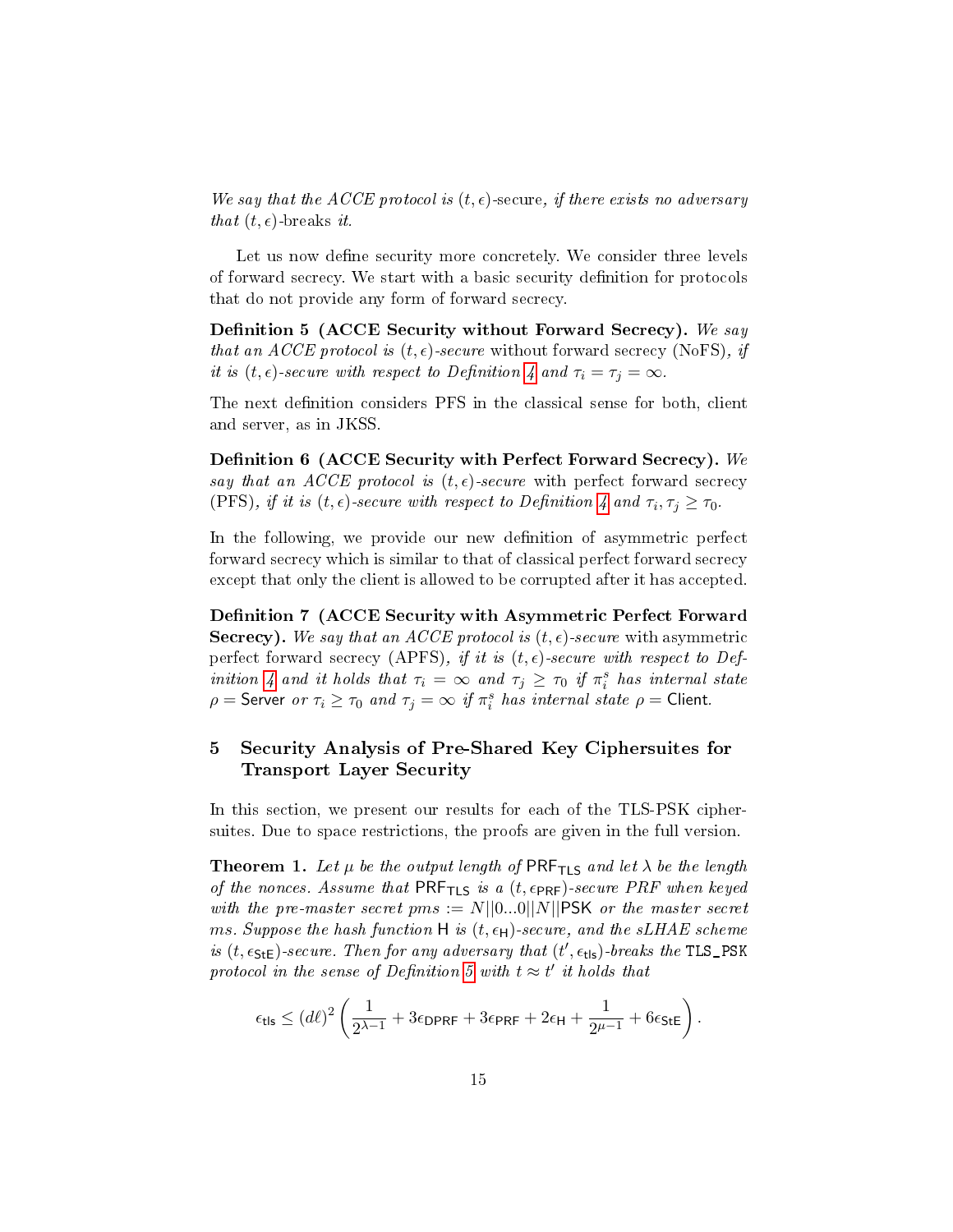*We say that the ACCE protocol is* $(t, \epsilon)$-secure*, if there exists no adversary that* $(t, \epsilon)$-breaks *it.*

Let us now define security more concretely. We consider three levels of forward secrecy. We start with a basic security definition for protocols that do not provide any form of forward secrecy.

**Definition 5 (ACCE Security without Forward Secrecy).** *We say that an ACCE protocol is* $(t, \epsilon)$*-secure* without forward secrecy (NoFS)*, if it is* $(t, \epsilon)$*-secure with respect to Definition 4 and* $\tau_i = \tau_j = \infty$.

The next definition considers PFS in the classical sense for both, client and server, as in JKSS.

**Definition 6 (ACCE Security with Perfect Forward Secrecy).** *We say that an ACCE protocol is* $(t, \epsilon)$*-secure* with perfect forward secrecy (PFS)*, if it is* $(t, \epsilon)$*-secure with respect to Definition 4 and* $\tau_i, \tau_j \geq \tau_0$.

In the following, we provide our new definition of asymmetric perfect forward secrecy which is similar to that of classical perfect forward secrecy except that only the client is allowed to be corrupted after it has accepted.

**Definition 7 (ACCE Security with Asymmetric Perfect Forward Secrecy).** *We say that an ACCE protocol is* $(t, \epsilon)$*-secure* with asymmetric perfect forward secrecy (APFS)*, if it is* $(t, \epsilon)$*-secure with respect to Definition 4 and it holds that* $\tau_i = \infty$ *and* $\tau_j \geq \tau_0$ *if* $\pi_i^s$ *has internal state* $\rho = \mathsf{Server}$ *or* $\tau_i \geq \tau_0$ *and* $\tau_j = \infty$ *if* $\pi_i^s$ *has internal state* $\rho = \mathsf{Client}$.

## 5 Security Analysis of Pre-Shared Key Ciphersuites for Transport Layer Security

In this section, we present our results for each of the TLS-PSK ciphersuites. Due to space restrictions, the proofs are given in the full version.

**Theorem 1.** *Let* $\mu$ *be the output length of* $\mathsf{PRF_{TLS}}$ *and let* $\lambda$ *be the length of the nonces. Assume that* $\mathsf{PRF_{TLS}}$ *is a* $(t, \epsilon_{\mathsf{PRF}})$*-secure PRF when keyed with the pre-master secret* $pms := N||0...0||N||\mathsf{PSK}$ *or the master secret* $ms$*. Suppose the hash function* $\mathsf{H}$ *is* $(t, \epsilon_{\mathsf{H}})$*-secure, and the sLHAE scheme is* $(t, \epsilon_{\mathsf{StE}})$*-secure. Then for any adversary that* $(t', \epsilon_{\mathsf{tls}})$*-breaks the* `TLS_PSK` *protocol in the sense of Definition 5 with* $t \approx t'$ *it holds that*

$$\epsilon_{\mathsf{tls}} \leq (d\ell)^2 \left( \frac{1}{2^{\lambda-1}} + 3\epsilon_{\mathsf{DPRF}} + 3\epsilon_{\mathsf{PRF}} + 2\epsilon_{\mathsf{H}} + \frac{1}{2^{\mu-1}} + 6\epsilon_{\mathsf{StE}} \right).$$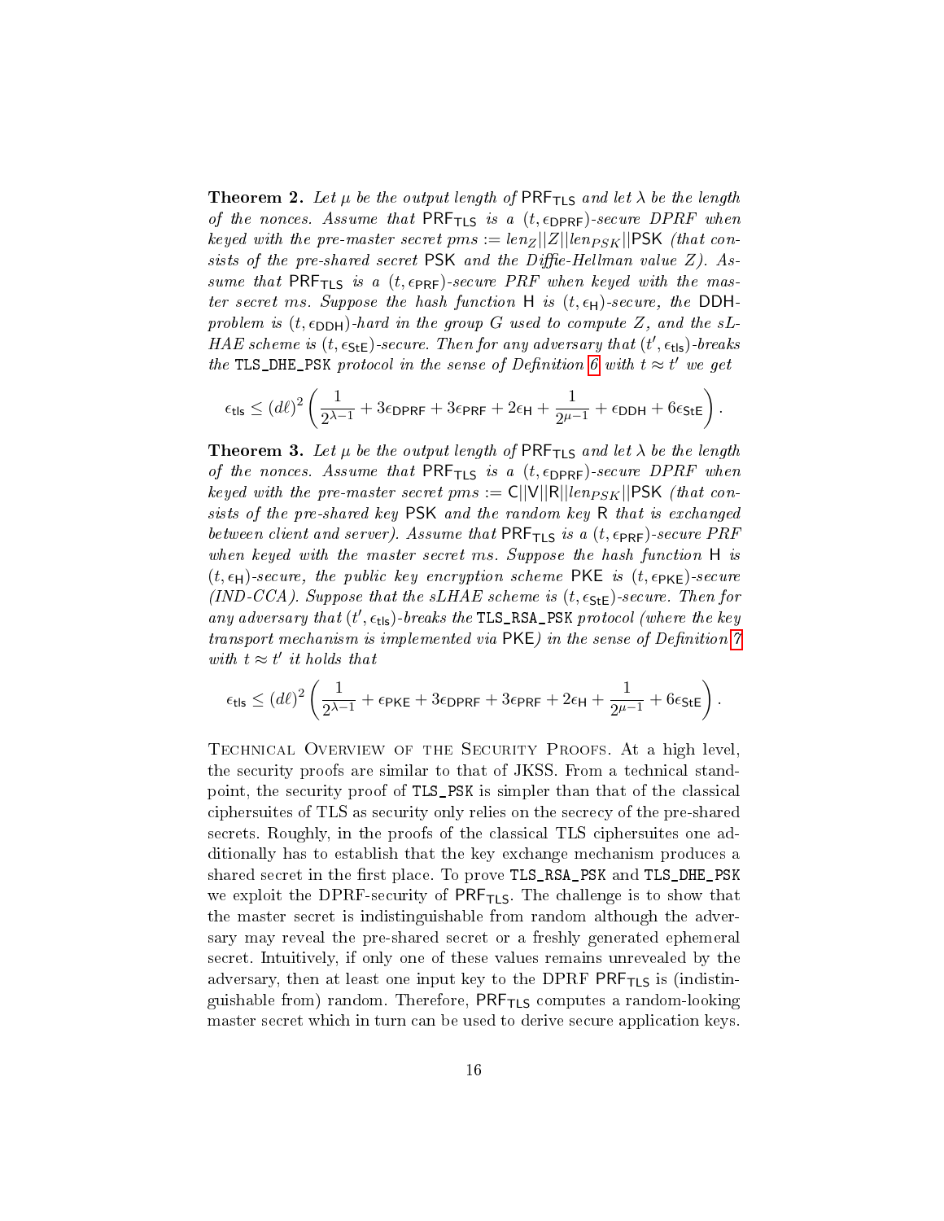**Theorem 2.** *Let $\mu$ be the output length of $\mathsf{PRF}_{\mathsf{TLS}}$ and let $\lambda$ be the length of the nonces. Assume that $\mathsf{PRF}_{\mathsf{TLS}}$ is a $(t, \epsilon_{\mathsf{DPRF}})$-secure DPRF when keyed with the pre-master secret $pms := len_Z||Z||len_{PSK}||\mathsf{PSK}$ (that consists of the pre-shared secret $\mathsf{PSK}$ and the Diffie-Hellman value $Z$). Assume that $\mathsf{PRF}_{\mathsf{TLS}}$ is a $(t, \epsilon_{\mathsf{PRF}})$-secure PRF when keyed with the master secret $ms$. Suppose the hash function $\mathsf{H}$ is $(t, \epsilon_{\mathsf{H}})$-secure, the DDH-problem is $(t, \epsilon_{\mathsf{DDH}})$-hard in the group $G$ used to compute $Z$, and the sLHAE scheme is $(t, \epsilon_{\mathsf{StE}})$-secure. Then for any adversary that $(t', \epsilon_{\mathsf{tls}})$-breaks the `TLS_DHE_PSK` protocol in the sense of Definition 6 with $t \approx t'$ we get*

$$\epsilon_{\mathsf{tls}} \leq (d\ell)^2 \left( \frac{1}{2^{\lambda-1}} + 3\epsilon_{\mathsf{DPRF}} + 3\epsilon_{\mathsf{PRF}} + 2\epsilon_{\mathsf{H}} + \frac{1}{2^{\mu-1}} + \epsilon_{\mathsf{DDH}} + 6\epsilon_{\mathsf{StE}} \right).$$

**Theorem 3.** *Let $\mu$ be the output length of $\mathsf{PRF}_{\mathsf{TLS}}$ and let $\lambda$ be the length of the nonces. Assume that $\mathsf{PRF}_{\mathsf{TLS}}$ is a $(t, \epsilon_{\mathsf{DPRF}})$-secure DPRF when keyed with the pre-master secret $pms := \mathsf{C}||\mathsf{V}||\mathsf{R}||len_{PSK}||\mathsf{PSK}$ (that consists of the pre-shared key $\mathsf{PSK}$ and the random key $\mathsf{R}$ that is exchanged between client and server). Assume that $\mathsf{PRF}_{\mathsf{TLS}}$ is a $(t, \epsilon_{\mathsf{PRF}})$-secure PRF when keyed with the master secret $ms$. Suppose the hash function $\mathsf{H}$ is $(t, \epsilon_{\mathsf{H}})$-secure, the public key encryption scheme $\mathsf{PKE}$ is $(t, \epsilon_{\mathsf{PKE}})$-secure (IND-CCA). Suppose that the sLHAE scheme is $(t, \epsilon_{\mathsf{StE}})$-secure. Then for any adversary that $(t', \epsilon_{\mathsf{tls}})$-breaks the `TLS_RSA_PSK` protocol (where the key transport mechanism is implemented via $\mathsf{PKE}$) in the sense of Definition 7 with $t \approx t'$ it holds that*

$$\epsilon_{\mathsf{tls}} \leq (d\ell)^2 \left( \frac{1}{2^{\lambda-1}} + \epsilon_{\mathsf{PKE}} + 3\epsilon_{\mathsf{DPRF}} + 3\epsilon_{\mathsf{PRF}} + 2\epsilon_{\mathsf{H}} + \frac{1}{2^{\mu-1}} + 6\epsilon_{\mathsf{StE}} \right).$$

Technical Overview of the Security Proofs. At a high level, the security proofs are similar to that of JKSS. From a technical standpoint, the security proof of `TLS_PSK` is simpler than that of the classical ciphersuites of TLS as security only relies on the secrecy of the pre-shared secrets. Roughly, in the proofs of the classical TLS ciphersuites one additionally has to establish that the key exchange mechanism produces a shared secret in the first place. To prove `TLS_RSA_PSK` and `TLS_DHE_PSK` we exploit the DPRF-security of $\mathsf{PRF}_{\mathsf{TLS}}$. The challenge is to show that the master secret is indistinguishable from random although the adversary may reveal the pre-shared secret or a freshly generated ephemeral secret. Intuitively, if only one of these values remains unrevealed by the adversary, then at least one input key to the DPRF $\mathsf{PRF}_{\mathsf{TLS}}$ is (indistinguishable from) random. Therefore, $\mathsf{PRF}_{\mathsf{TLS}}$ computes a random-looking master secret which in turn can be used to derive secure application keys.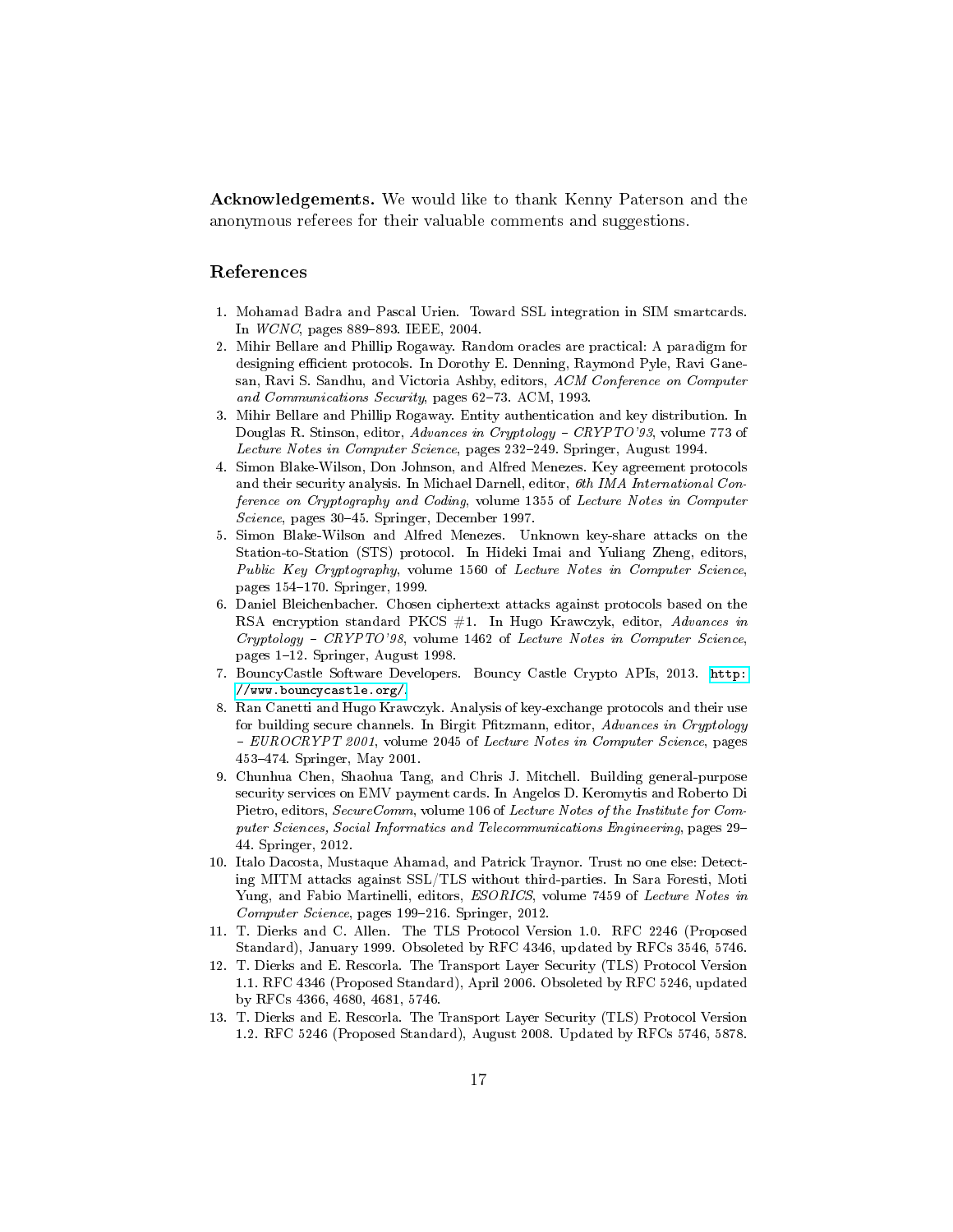**Acknowledgements.** We would like to thank Kenny Paterson and the anonymous referees for their valuable comments and suggestions.

## References

1. Mohamad Badra and Pascal Urien. Toward SSL integration in SIM smartcards. In *WCNC*, pages 889–893. IEEE, 2004.
2. Mihir Bellare and Phillip Rogaway. Random oracles are practical: A paradigm for designing efficient protocols. In Dorothy E. Denning, Raymond Pyle, Ravi Ganesan, Ravi S. Sandhu, and Victoria Ashby, editors, *ACM Conference on Computer and Communications Security*, pages 62–73. ACM, 1993.
3. Mihir Bellare and Phillip Rogaway. Entity authentication and key distribution. In Douglas R. Stinson, editor, *Advances in Cryptology – CRYPTO'93*, volume 773 of *Lecture Notes in Computer Science*, pages 232–249. Springer, August 1994.
4. Simon Blake-Wilson, Don Johnson, and Alfred Menezes. Key agreement protocols and their security analysis. In Michael Darnell, editor, *6th IMA International Conference on Cryptography and Coding*, volume 1355 of *Lecture Notes in Computer Science*, pages 30–45. Springer, December 1997.
5. Simon Blake-Wilson and Alfred Menezes. Unknown key-share attacks on the Station-to-Station (STS) protocol. In Hideki Imai and Yuliang Zheng, editors, *Public Key Cryptography*, volume 1560 of *Lecture Notes in Computer Science*, pages 154–170. Springer, 1999.
6. Daniel Bleichenbacher. Chosen ciphertext attacks against protocols based on the RSA encryption standard PKCS #1. In Hugo Krawczyk, editor, *Advances in Cryptology – CRYPTO'98*, volume 1462 of *Lecture Notes in Computer Science*, pages 1–12. Springer, August 1998.
7. BouncyCastle Software Developers. Bouncy Castle Crypto APIs, 2013. `http://www.bouncycastle.org/`.
8. Ran Canetti and Hugo Krawczyk. Analysis of key-exchange protocols and their use for building secure channels. In Birgit Pfitzmann, editor, *Advances in Cryptology – EUROCRYPT 2001*, volume 2045 of *Lecture Notes in Computer Science*, pages 453–474. Springer, May 2001.
9. Chunhua Chen, Shaohua Tang, and Chris J. Mitchell. Building general-purpose security services on EMV payment cards. In Angelos D. Keromytis and Roberto Di Pietro, editors, *SecureComm*, volume 106 of *Lecture Notes of the Institute for Computer Sciences, Social Informatics and Telecommunications Engineering*, pages 29–44. Springer, 2012.
10. Italo Dacosta, Mustaque Ahamad, and Patrick Traynor. Trust no one else: Detecting MITM attacks against SSL/TLS without third-parties. In Sara Foresti, Moti Yung, and Fabio Martinelli, editors, *ESORICS*, volume 7459 of *Lecture Notes in Computer Science*, pages 199–216. Springer, 2012.
11. T. Dierks and C. Allen. The TLS Protocol Version 1.0. RFC 2246 (Proposed Standard), January 1999. Obsoleted by RFC 4346, updated by RFCs 3546, 5746.
12. T. Dierks and E. Rescorla. The Transport Layer Security (TLS) Protocol Version 1.1. RFC 4346 (Proposed Standard), April 2006. Obsoleted by RFC 5246, updated by RFCs 4366, 4680, 4681, 5746.
13. T. Dierks and E. Rescorla. The Transport Layer Security (TLS) Protocol Version 1.2. RFC 5246 (Proposed Standard), August 2008. Updated by RFCs 5746, 5878.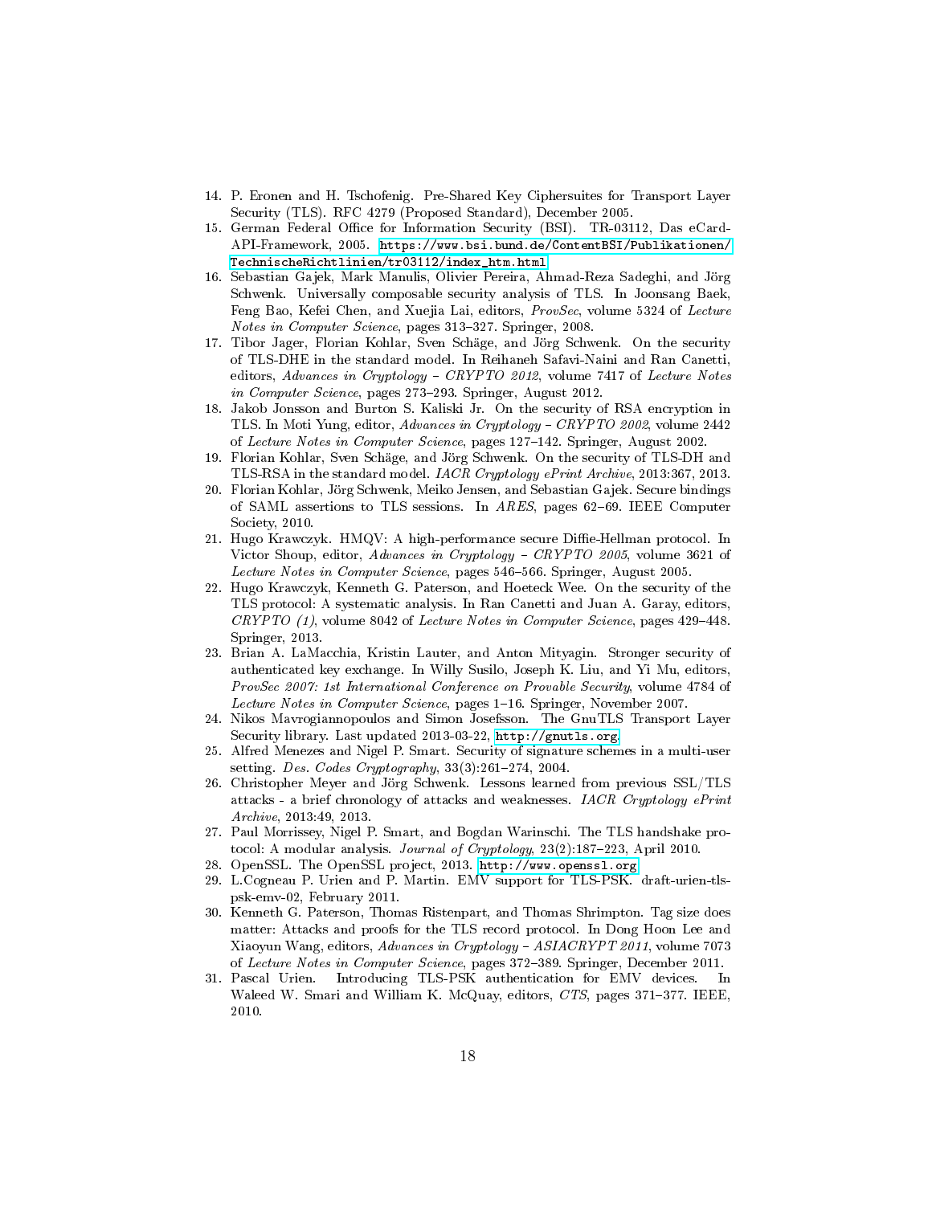14. P. Eronen and H. Tschofenig. Pre-Shared Key Ciphersuites for Transport Layer Security (TLS). RFC 4279 (Proposed Standard), December 2005.
15. German Federal Office for Information Security (BSI). TR-03112, Das eCard-API-Framework, 2005. https://www.bsi.bund.de/ContentBSI/Publikationen/TechnischeRichtlinien/tr03112/index_htm.html.
16. Sebastian Gajek, Mark Manulis, Olivier Pereira, Ahmad-Reza Sadeghi, and Jörg Schwenk. Universally composable security analysis of TLS. In Joonsang Baek, Feng Bao, Kefei Chen, and Xuejia Lai, editors, *ProvSec*, volume 5324 of *Lecture Notes in Computer Science*, pages 313–327. Springer, 2008.
17. Tibor Jager, Florian Kohlar, Sven Schäge, and Jörg Schwenk. On the security of TLS-DHE in the standard model. In Reihaneh Safavi-Naini and Ran Canetti, editors, *Advances in Cryptology – CRYPTO 2012*, volume 7417 of *Lecture Notes in Computer Science*, pages 273–293. Springer, August 2012.
18. Jakob Jonsson and Burton S. Kaliski Jr. On the security of RSA encryption in TLS. In Moti Yung, editor, *Advances in Cryptology – CRYPTO 2002*, volume 2442 of *Lecture Notes in Computer Science*, pages 127–142. Springer, August 2002.
19. Florian Kohlar, Sven Schäge, and Jörg Schwenk. On the security of TLS-DH and TLS-RSA in the standard model. *IACR Cryptology ePrint Archive*, 2013:367, 2013.
20. Florian Kohlar, Jörg Schwenk, Meiko Jensen, and Sebastian Gajek. Secure bindings of SAML assertions to TLS sessions. In *ARES*, pages 62–69. IEEE Computer Society, 2010.
21. Hugo Krawczyk. HMQV: A high-performance secure Diffie-Hellman protocol. In Victor Shoup, editor, *Advances in Cryptology – CRYPTO 2005*, volume 3621 of *Lecture Notes in Computer Science*, pages 546–566. Springer, August 2005.
22. Hugo Krawczyk, Kenneth G. Paterson, and Hoeteck Wee. On the security of the TLS protocol: A systematic analysis. In Ran Canetti and Juan A. Garay, editors, *CRYPTO (1)*, volume 8042 of *Lecture Notes in Computer Science*, pages 429–448. Springer, 2013.
23. Brian A. LaMacchia, Kristin Lauter, and Anton Mityagin. Stronger security of authenticated key exchange. In Willy Susilo, Joseph K. Liu, and Yi Mu, editors, *ProvSec 2007: 1st International Conference on Provable Security*, volume 4784 of *Lecture Notes in Computer Science*, pages 1–16. Springer, November 2007.
24. Nikos Mavrogiannopoulos and Simon Josefsson. The GnuTLS Transport Layer Security library. Last updated 2013-03-22, http://gnutls.org.
25. Alfred Menezes and Nigel P. Smart. Security of signature schemes in a multi-user setting. *Des. Codes Cryptography*, 33(3):261–274, 2004.
26. Christopher Meyer and Jörg Schwenk. Lessons learned from previous SSL/TLS attacks - a brief chronology of attacks and weaknesses. *IACR Cryptology ePrint Archive*, 2013:49, 2013.
27. Paul Morrissey, Nigel P. Smart, and Bogdan Warinschi. The TLS handshake protocol: A modular analysis. *Journal of Cryptology*, 23(2):187–223, April 2010.
28. OpenSSL. The OpenSSL project, 2013. http://www.openssl.org.
29. L.Cogneau P. Urien and P. Martin. EMV support for TLS-PSK. draft-urien-tls-psk-emv-02, February 2011.
30. Kenneth G. Paterson, Thomas Ristenpart, and Thomas Shrimpton. Tag size does matter: Attacks and proofs for the TLS record protocol. In Dong Hoon Lee and Xiaoyun Wang, editors, *Advances in Cryptology – ASIACRYPT 2011*, volume 7073 of *Lecture Notes in Computer Science*, pages 372–389. Springer, December 2011.
31. Pascal Urien. Introducing TLS-PSK authentication for EMV devices. In Waleed W. Smari and William K. McQuay, editors, *CTS*, pages 371–377. IEEE, 2010.